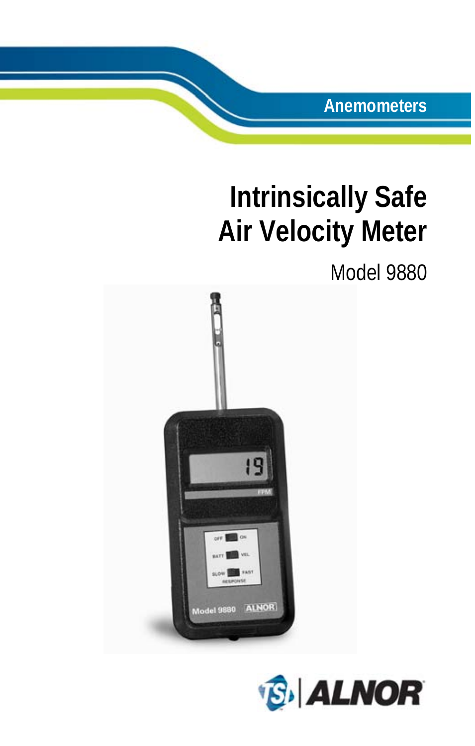Anemometers

# Intrinsically Safe Air Velocity Meter

Model 9880

TSI | ALNOR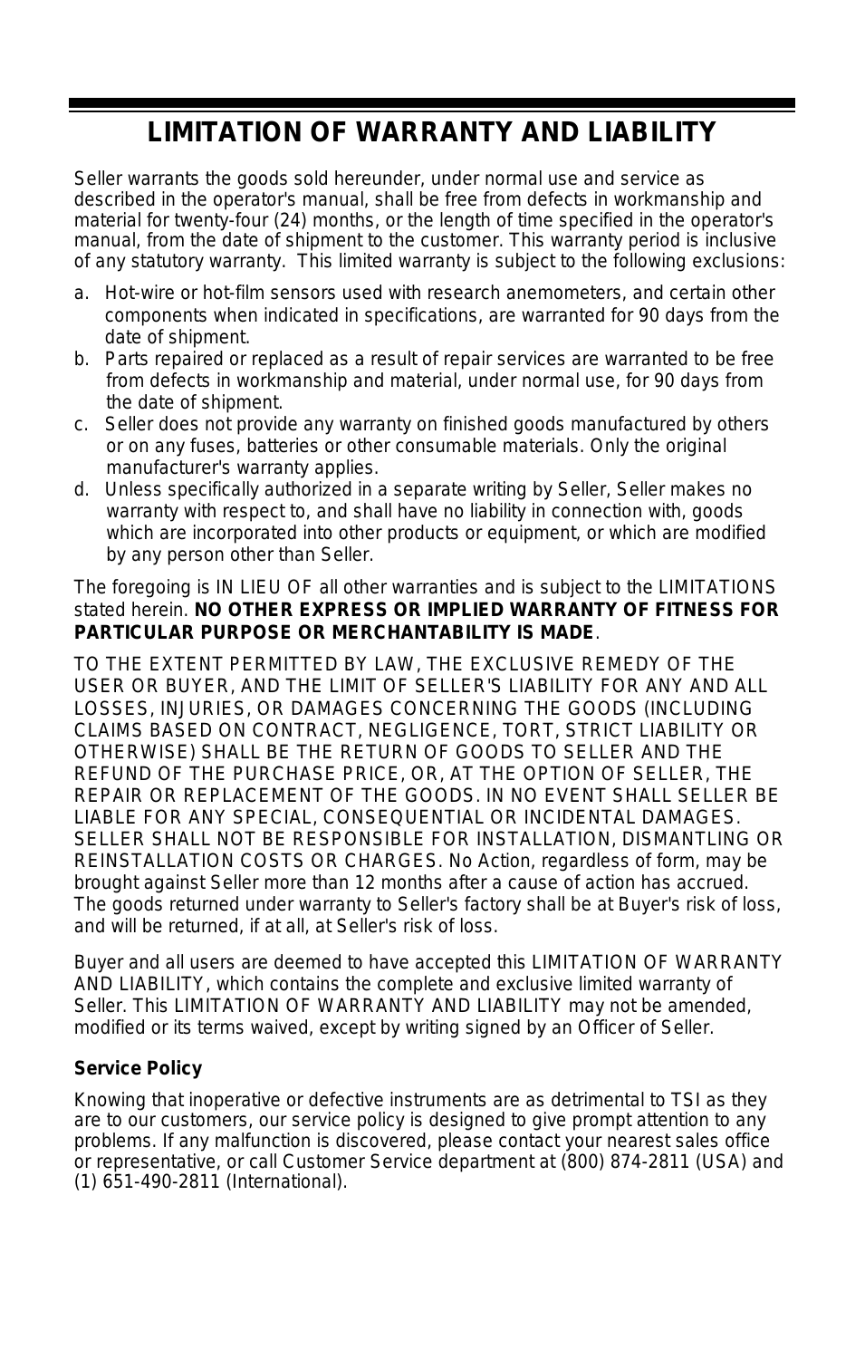# LIMITATION OF WARRANTY AND LIABILITY

Seller warrants the goods sold hereunder, under normal use and service as described in the operator's manual, shall be free from defects in workmanship and material for twenty-four (24) months, or the length of time specified in the operator's manual, from the date of shipment to the customer. This warranty period is inclusive of any statutory warranty. This limited warranty is subject to the following exclusions:

a. Hot-wire or hot-film sensors used with research anemometers, and certain other components when indicated in specifications, are warranted for 90 days from the date of shipment.
b. Parts repaired or replaced as a result of repair services are warranted to be free from defects in workmanship and material, under normal use, for 90 days from the date of shipment.
c. Seller does not provide any warranty on finished goods manufactured by others or on any fuses, batteries or other consumable materials. Only the original manufacturer's warranty applies.
d. Unless specifically authorized in a separate writing by Seller, Seller makes no warranty with respect to, and shall have no liability in connection with, goods which are incorporated into other products or equipment, or which are modified by any person other than Seller.

The foregoing is IN LIEU OF all other warranties and is subject to the LIMITATIONS stated herein. **NO OTHER EXPRESS OR IMPLIED WARRANTY OF FITNESS FOR PARTICULAR PURPOSE OR MERCHANTABILITY IS MADE**.

TO THE EXTENT PERMITTED BY LAW, THE EXCLUSIVE REMEDY OF THE USER OR BUYER, AND THE LIMIT OF SELLER'S LIABILITY FOR ANY AND ALL LOSSES, INJURIES, OR DAMAGES CONCERNING THE GOODS (INCLUDING CLAIMS BASED ON CONTRACT, NEGLIGENCE, TORT, STRICT LIABILITY OR OTHERWISE) SHALL BE THE RETURN OF GOODS TO SELLER AND THE REFUND OF THE PURCHASE PRICE, OR, AT THE OPTION OF SELLER, THE REPAIR OR REPLACEMENT OF THE GOODS. IN NO EVENT SHALL SELLER BE LIABLE FOR ANY SPECIAL, CONSEQUENTIAL OR INCIDENTAL DAMAGES. SELLER SHALL NOT BE RESPONSIBLE FOR INSTALLATION, DISMANTLING OR REINSTALLATION COSTS OR CHARGES. No Action, regardless of form, may be brought against Seller more than 12 months after a cause of action has accrued. The goods returned under warranty to Seller's factory shall be at Buyer's risk of loss, and will be returned, if at all, at Seller's risk of loss.

Buyer and all users are deemed to have accepted this LIMITATION OF WARRANTY AND LIABILITY, which contains the complete and exclusive limited warranty of Seller. This LIMITATION OF WARRANTY AND LIABILITY may not be amended, modified or its terms waived, except by writing signed by an Officer of Seller.

**Service Policy**

Knowing that inoperative or defective instruments are as detrimental to TSI as they are to our customers, our service policy is designed to give prompt attention to any problems. If any malfunction is discovered, please contact your nearest sales office or representative, or call Customer Service department at (800) 874-2811 (USA) and (1) 651-490-2811 (International).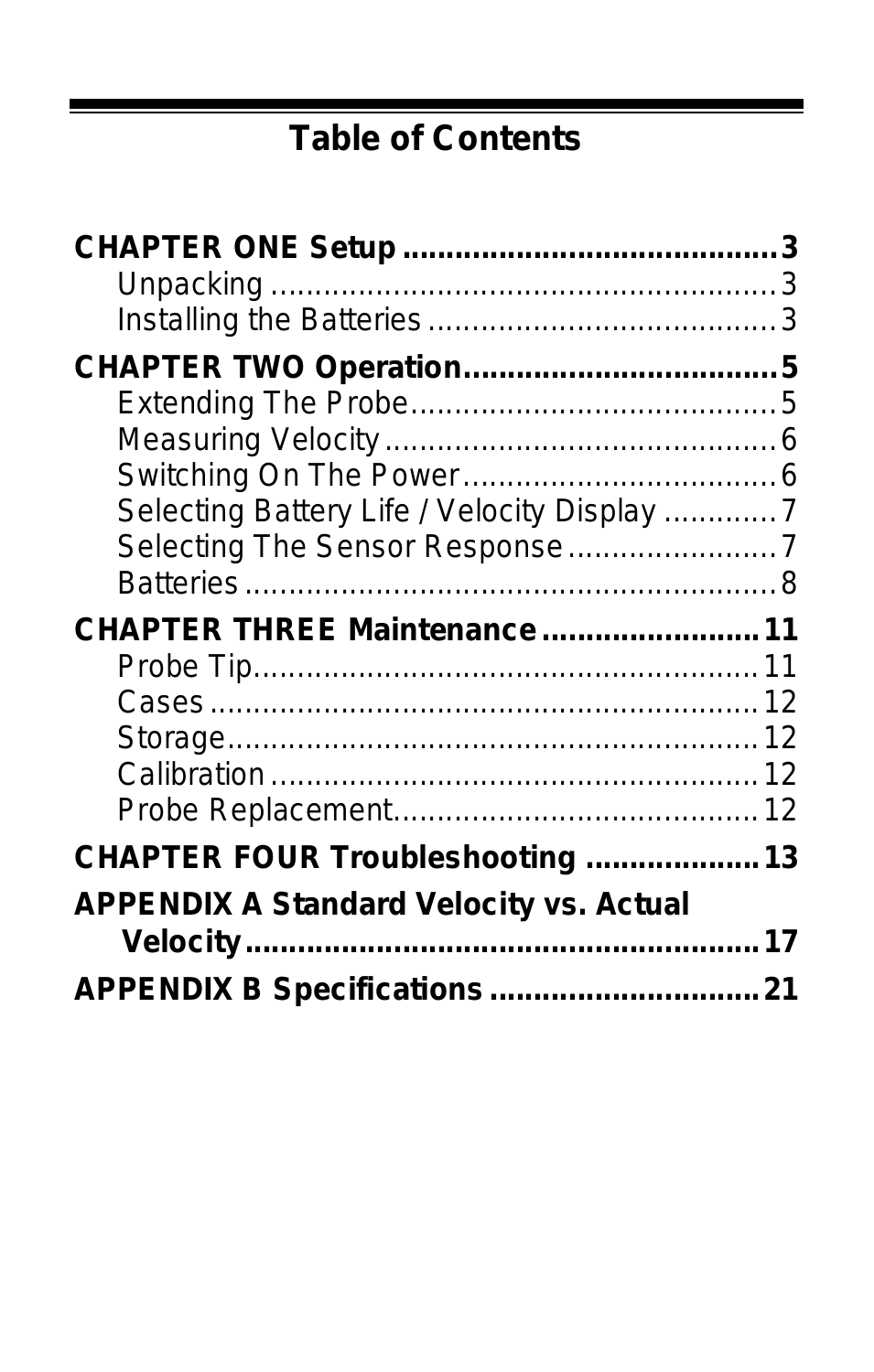# Table of Contents

**CHAPTER ONE Setup ........................................ 3**

- Unpacking ........................................ 3
- Installing the Batteries ........................................ 3

**CHAPTER TWO Operation ........................................ 5**

- Extending The Probe ........................................ 5
- Measuring Velocity ........................................ 6
- Switching On The Power ........................................ 6
- Selecting Battery Life / Velocity Display ........................................ 7
- Selecting The Sensor Response ........................................ 7
- Batteries ........................................ 8

**CHAPTER THREE Maintenance ........................................ 11**

- Probe Tip ........................................ 11
- Cases ........................................ 12
- Storage ........................................ 12
- Calibration ........................................ 12
- Probe Replacement ........................................ 12

**CHAPTER FOUR Troubleshooting ........................................ 13**

**APPENDIX A Standard Velocity vs. Actual Velocity ........................................ 17**

**APPENDIX B Specifications ........................................ 21**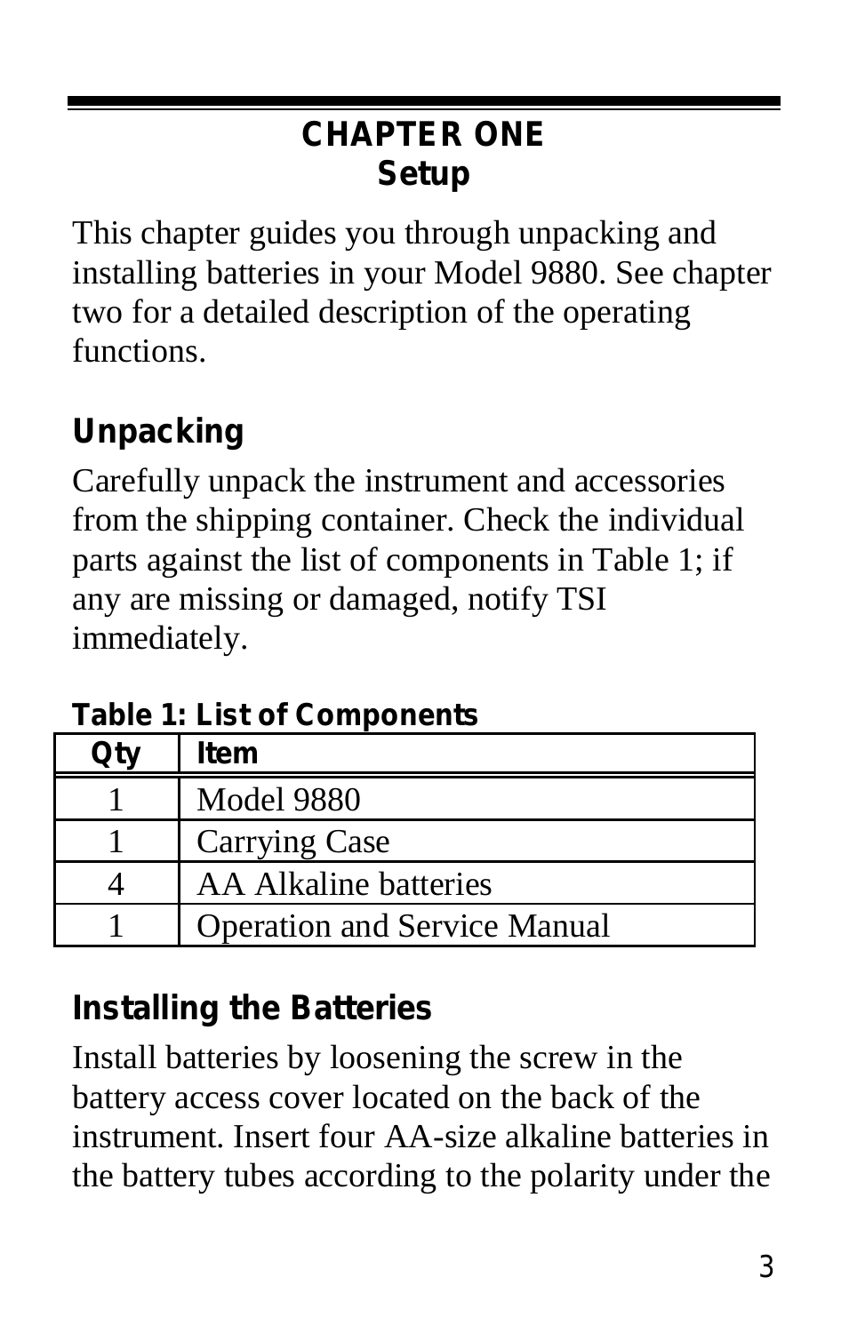# CHAPTER ONE
# Setup

This chapter guides you through unpacking and installing batteries in your Model 9880. See chapter two for a detailed description of the operating functions.

## Unpacking

Carefully unpack the instrument and accessories from the shipping container. Check the individual parts against the list of components in Table 1; if any are missing or damaged, notify TSI immediately.

**Table 1: List of Components**

| Qty | Item |
|---|---|
| 1 | Model 9880 |
| 1 | Carrying Case |
| 4 | AA Alkaline batteries |
| 1 | Operation and Service Manual |

## Installing the Batteries

Install batteries by loosening the screw in the battery access cover located on the back of the instrument. Insert four AA-size alkaline batteries in the battery tubes according to the polarity under the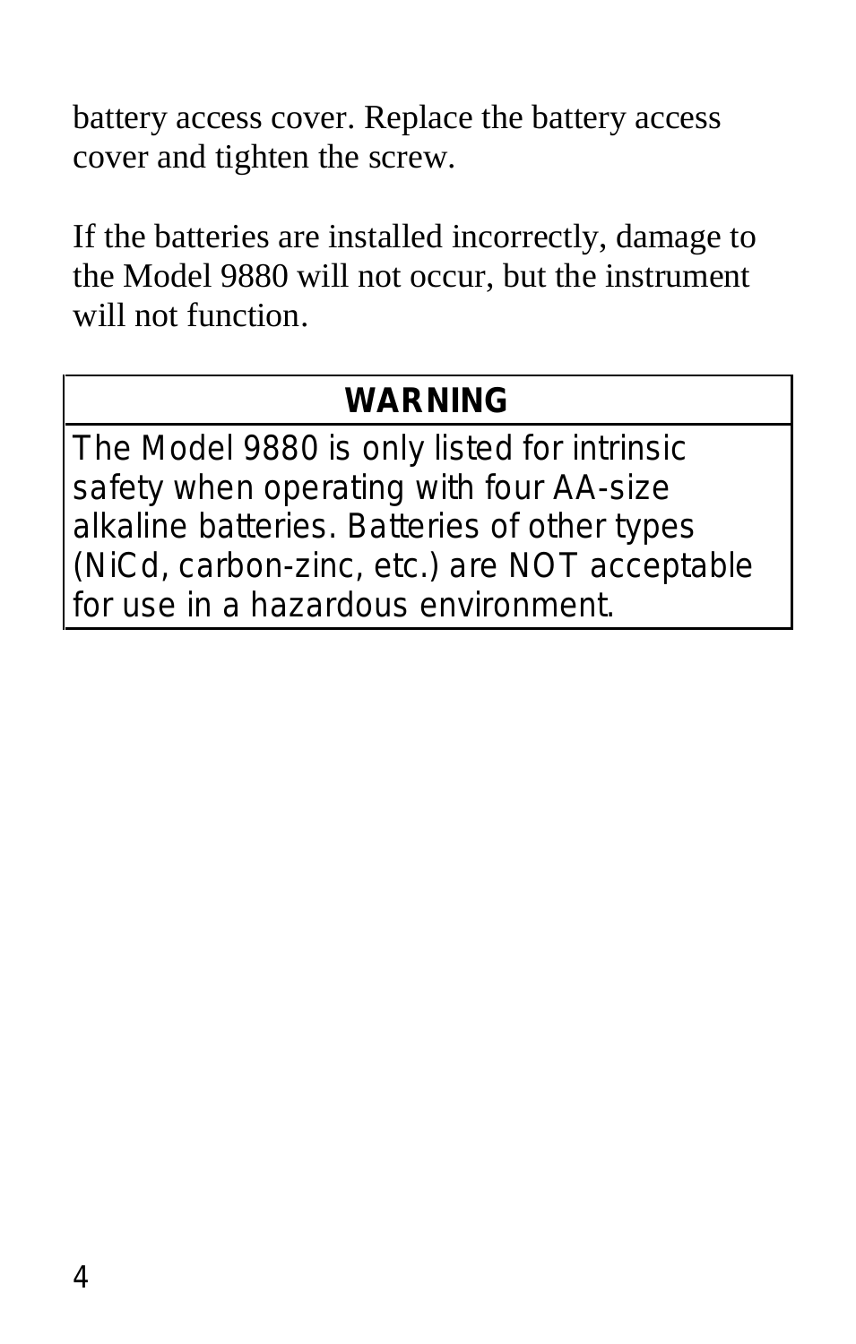battery access cover. Replace the battery access cover and tighten the screw.

If the batteries are installed incorrectly, damage to the Model 9880 will not occur, but the instrument will not function.

| **WARNING** |
| --- |
| The Model 9880 is only listed for intrinsic safety when operating with four AA-size alkaline batteries. Batteries of other types (NiCd, carbon-zinc, etc.) are NOT acceptable for use in a hazardous environment. |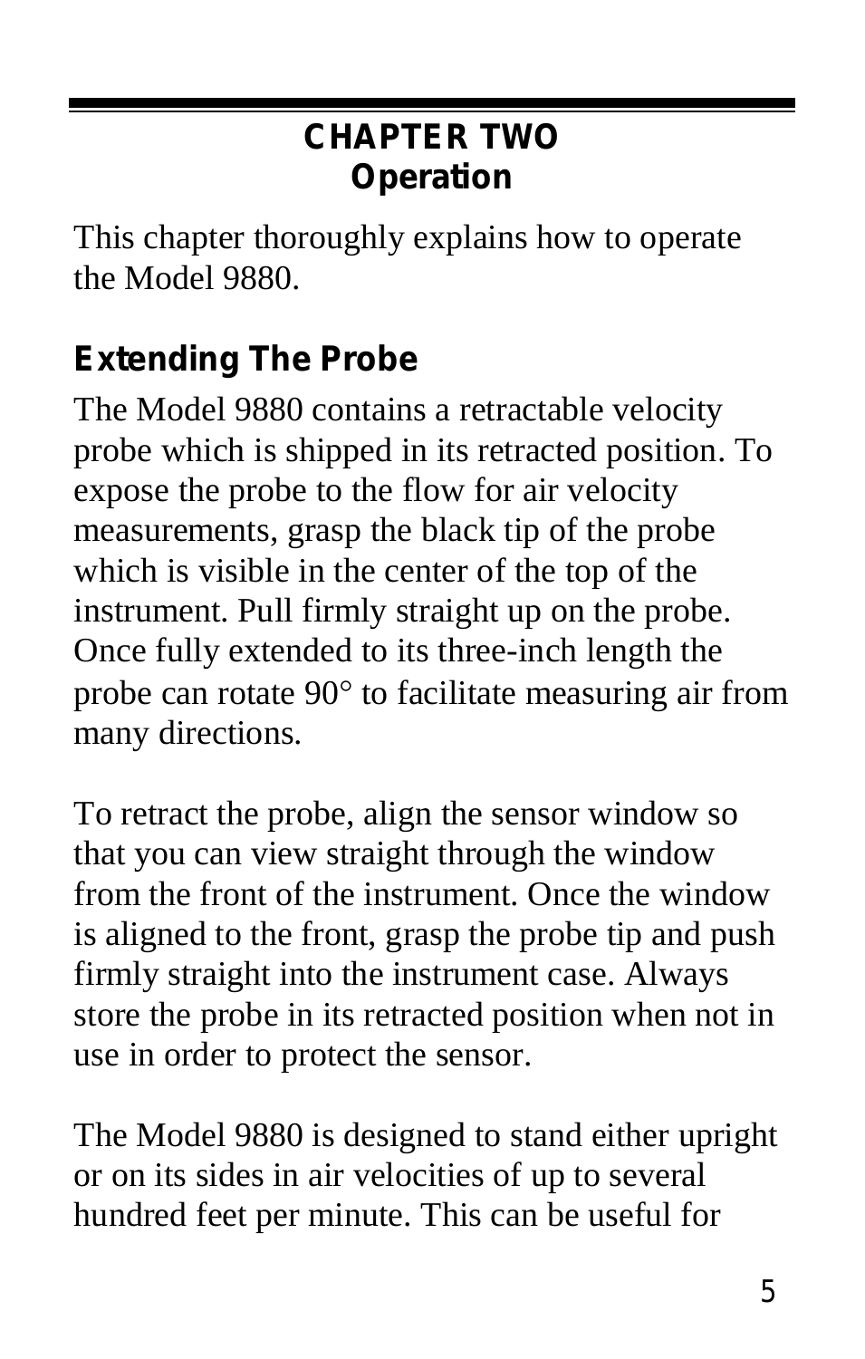## CHAPTER TWO
## Operation

This chapter thoroughly explains how to operate the Model 9880.

### Extending The Probe

The Model 9880 contains a retractable velocity probe which is shipped in its retracted position. To expose the probe to the flow for air velocity measurements, grasp the black tip of the probe which is visible in the center of the top of the instrument. Pull firmly straight up on the probe. Once fully extended to its three-inch length the probe can rotate 90° to facilitate measuring air from many directions.

To retract the probe, align the sensor window so that you can view straight through the window from the front of the instrument. Once the window is aligned to the front, grasp the probe tip and push firmly straight into the instrument case. Always store the probe in its retracted position when not in use in order to protect the sensor.

The Model 9880 is designed to stand either upright or on its sides in air velocities of up to several hundred feet per minute. This can be useful for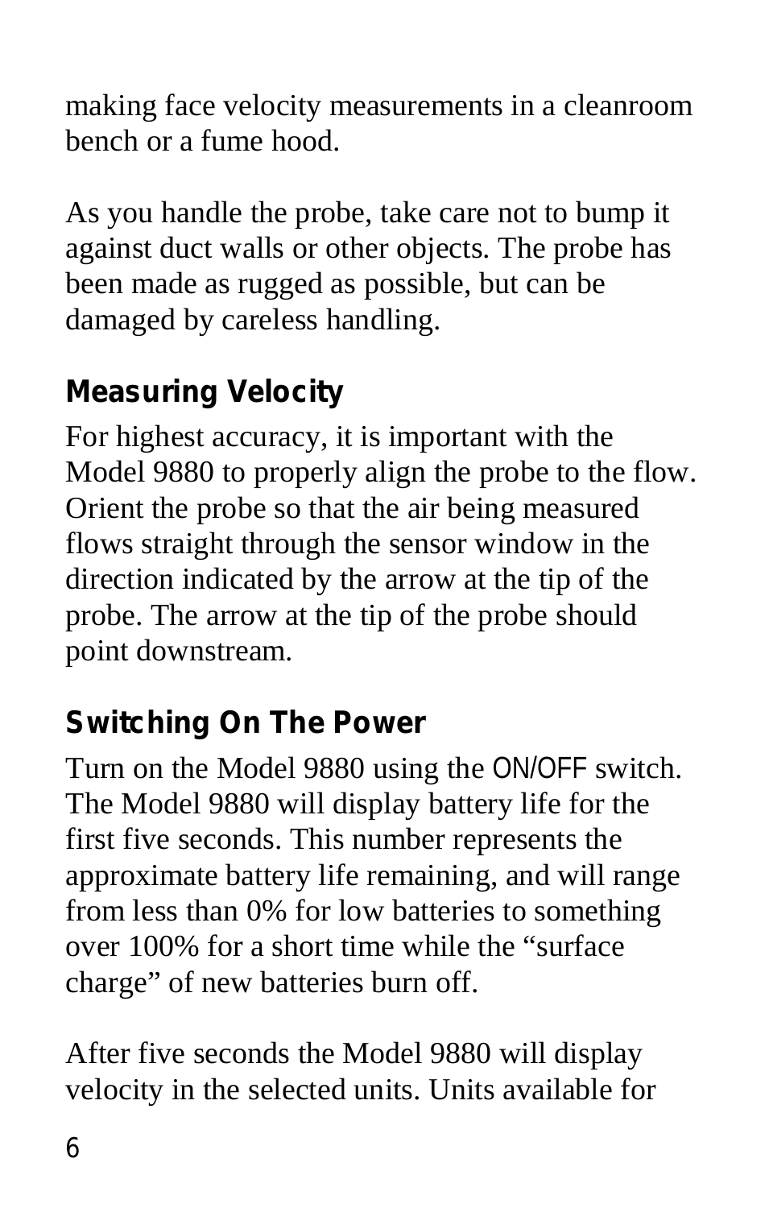making face velocity measurements in a cleanroom bench or a fume hood.

As you handle the probe, take care not to bump it against duct walls or other objects. The probe has been made as rugged as possible, but can be damaged by careless handling.

## Measuring Velocity

For highest accuracy, it is important with the Model 9880 to properly align the probe to the flow. Orient the probe so that the air being measured flows straight through the sensor window in the direction indicated by the arrow at the tip of the probe. The arrow at the tip of the probe should point downstream.

## Switching On The Power

Turn on the Model 9880 using the ON/OFF switch. The Model 9880 will display battery life for the first five seconds. This number represents the approximate battery life remaining, and will range from less than 0% for low batteries to something over 100% for a short time while the "surface charge" of new batteries burn off.

After five seconds the Model 9880 will display velocity in the selected units. Units available for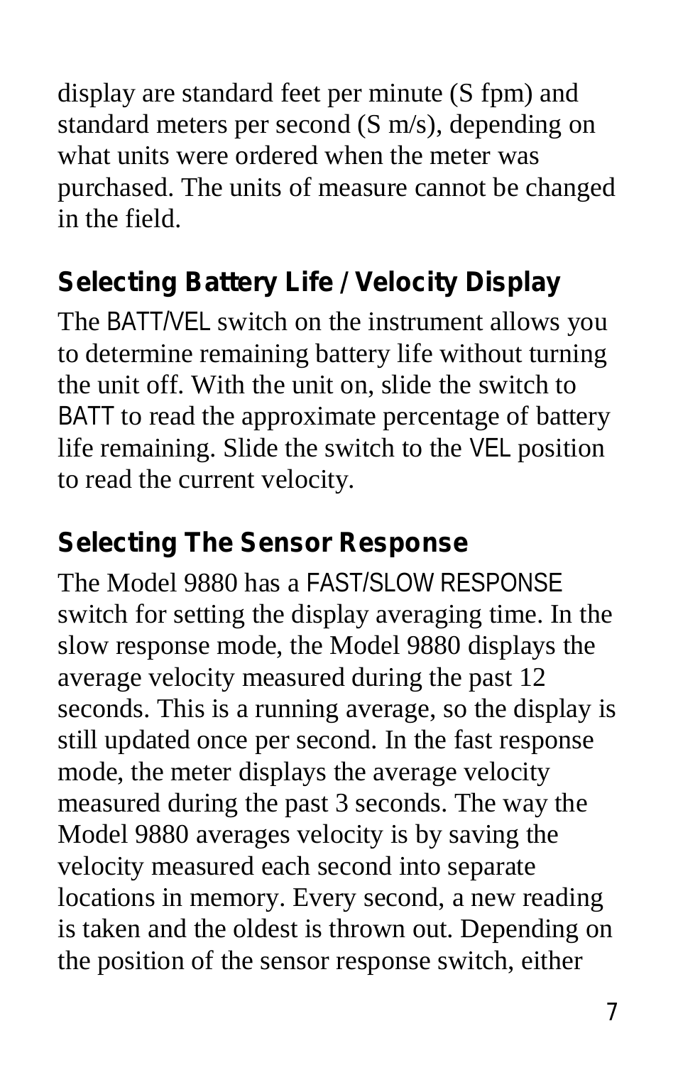display are standard feet per minute (S fpm) and standard meters per second (S m/s), depending on what units were ordered when the meter was purchased. The units of measure cannot be changed in the field.

## Selecting Battery Life / Velocity Display

The BATT/VEL switch on the instrument allows you to determine remaining battery life without turning the unit off. With the unit on, slide the switch to BATT to read the approximate percentage of battery life remaining. Slide the switch to the VEL position to read the current velocity.

## Selecting The Sensor Response

The Model 9880 has a FAST/SLOW RESPONSE switch for setting the display averaging time. In the slow response mode, the Model 9880 displays the average velocity measured during the past 12 seconds. This is a running average, so the display is still updated once per second. In the fast response mode, the meter displays the average velocity measured during the past 3 seconds. The way the Model 9880 averages velocity is by saving the velocity measured each second into separate locations in memory. Every second, a new reading is taken and the oldest is thrown out. Depending on the position of the sensor response switch, either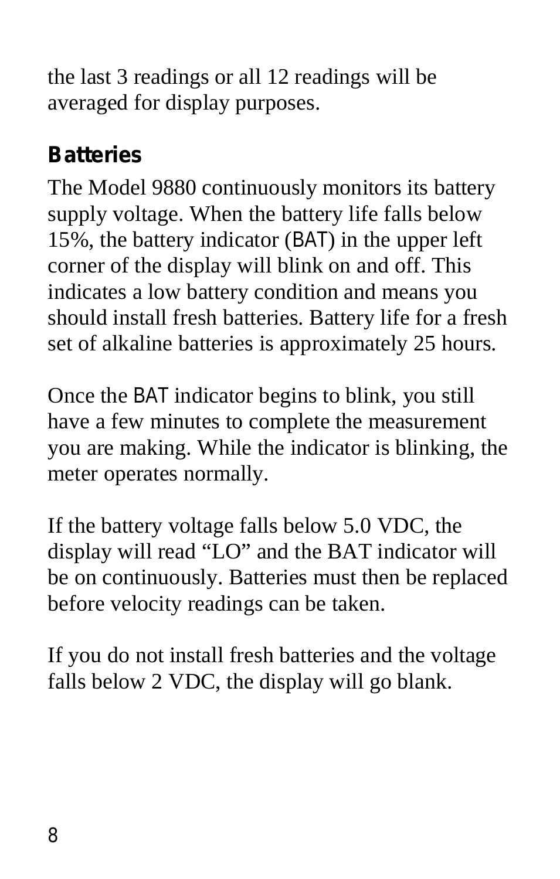the last 3 readings or all 12 readings will be averaged for display purposes.

## Batteries

The Model 9880 continuously monitors its battery supply voltage. When the battery life falls below 15%, the battery indicator (BAT) in the upper left corner of the display will blink on and off. This indicates a low battery condition and means you should install fresh batteries. Battery life for a fresh set of alkaline batteries is approximately 25 hours.

Once the BAT indicator begins to blink, you still have a few minutes to complete the measurement you are making. While the indicator is blinking, the meter operates normally.

If the battery voltage falls below 5.0 VDC, the display will read “LO” and the BAT indicator will be on continuously. Batteries must then be replaced before velocity readings can be taken.

If you do not install fresh batteries and the voltage falls below 2 VDC, the display will go blank.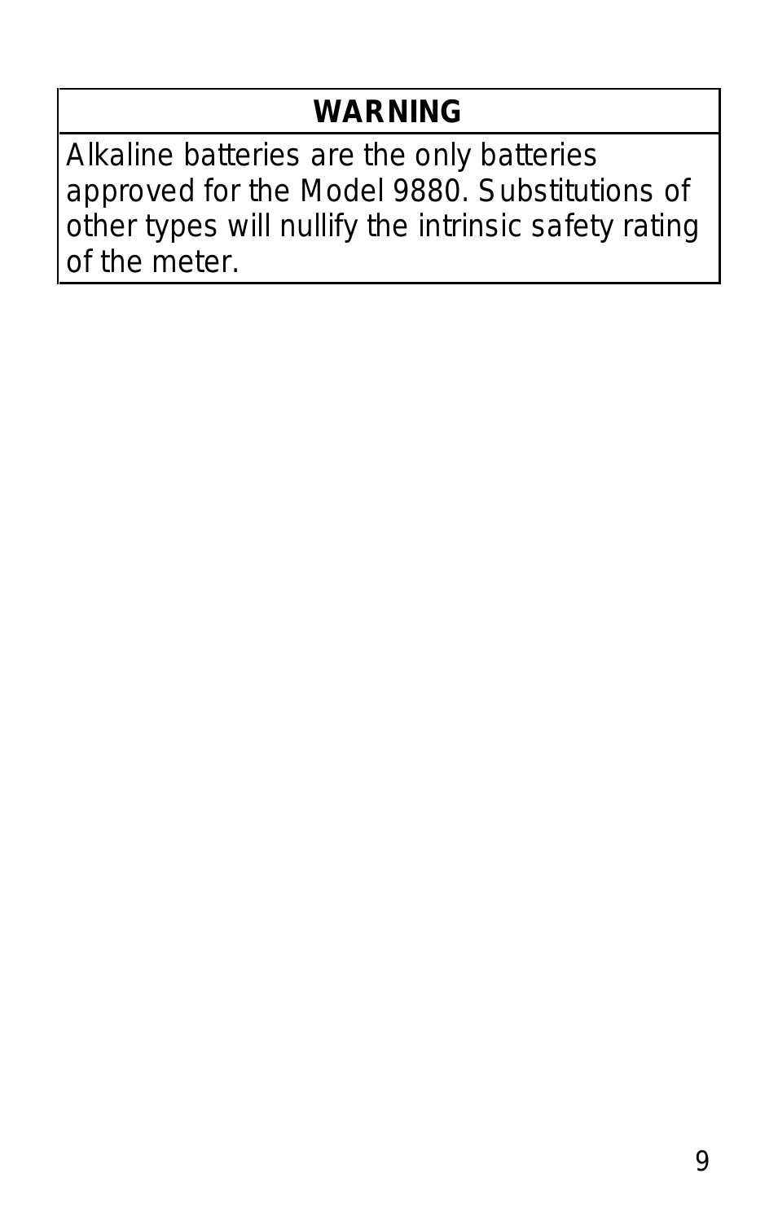| WARNING |
| --- |
| Alkaline batteries are the only batteries approved for the Model 9880. Substitutions of other types will nullify the intrinsic safety rating of the meter. |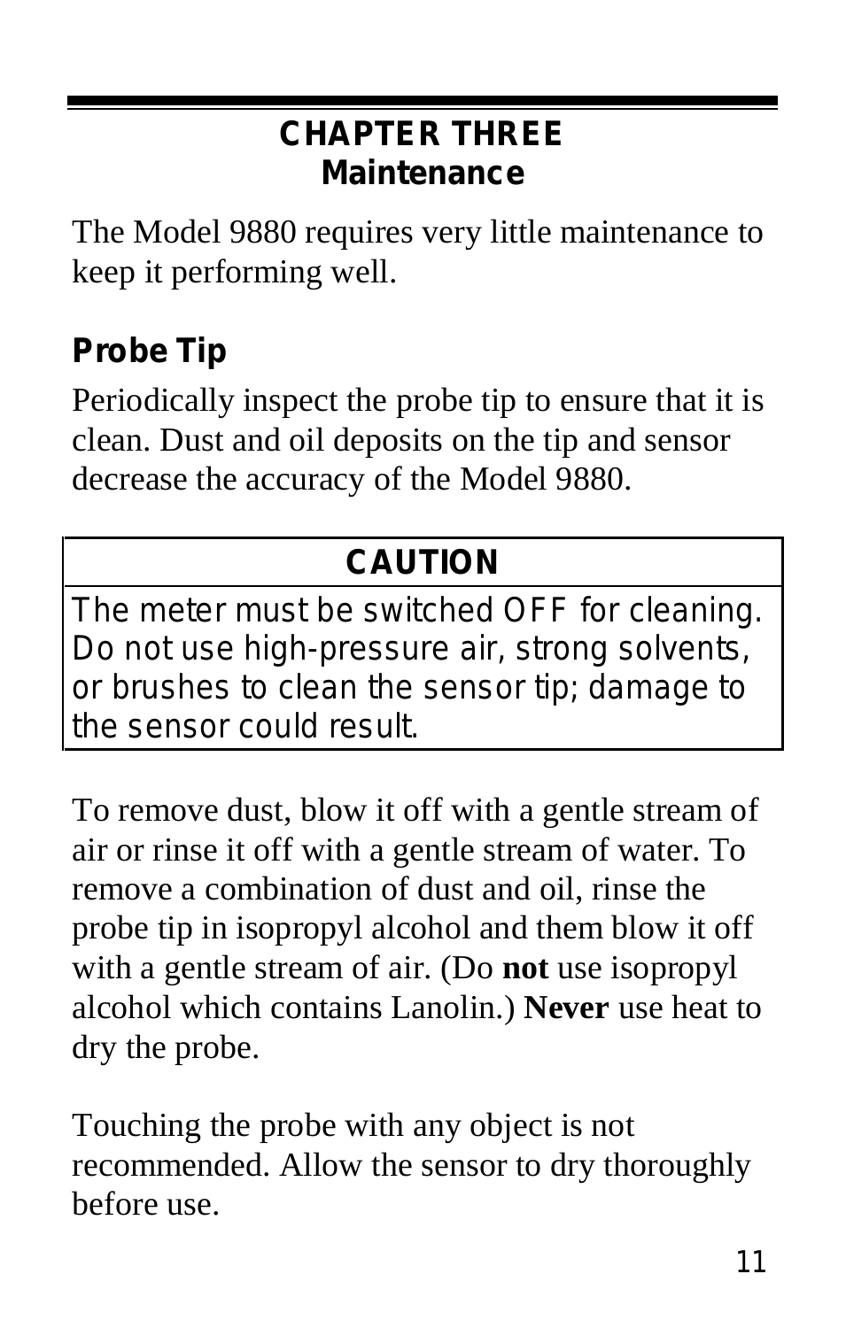# CHAPTER THREE
# Maintenance

The Model 9880 requires very little maintenance to keep it performing well.

## Probe Tip

Periodically inspect the probe tip to ensure that it is clean. Dust and oil deposits on the tip and sensor decrease the accuracy of the Model 9880.

| CAUTION |
| --- |
| The meter must be switched OFF for cleaning. Do not use high-pressure air, strong solvents, or brushes to clean the sensor tip; damage to the sensor could result. |

To remove dust, blow it off with a gentle stream of air or rinse it off with a gentle stream of water. To remove a combination of dust and oil, rinse the probe tip in isopropyl alcohol and them blow it off with a gentle stream of air. (Do **not** use isopropyl alcohol which contains Lanolin.) **Never** use heat to dry the probe.

Touching the probe with any object is not recommended. Allow the sensor to dry thoroughly before use.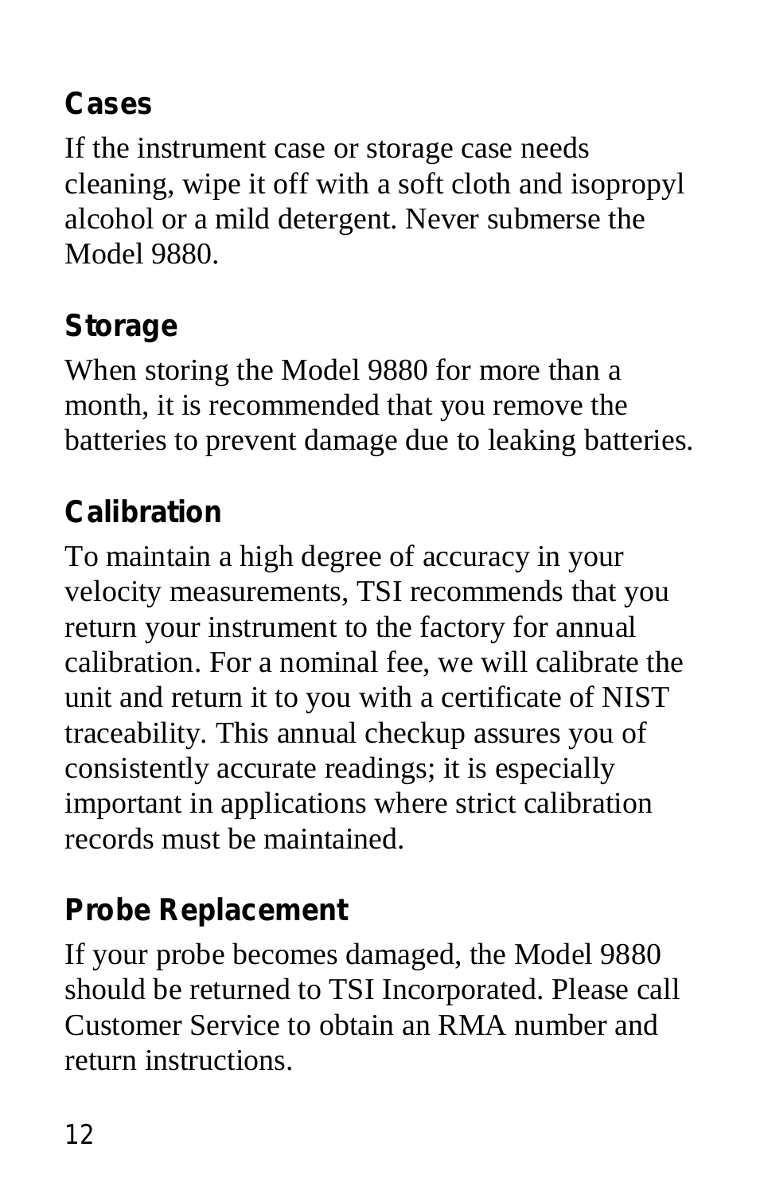### Cases

If the instrument case or storage case needs cleaning, wipe it off with a soft cloth and isopropyl alcohol or a mild detergent. Never submerse the Model 9880.

### Storage

When storing the Model 9880 for more than a month, it is recommended that you remove the batteries to prevent damage due to leaking batteries.

### Calibration

To maintain a high degree of accuracy in your velocity measurements, TSI recommends that you return your instrument to the factory for annual calibration. For a nominal fee, we will calibrate the unit and return it to you with a certificate of NIST traceability. This annual checkup assures you of consistently accurate readings; it is especially important in applications where strict calibration records must be maintained.

### Probe Replacement

If your probe becomes damaged, the Model 9880 should be returned to TSI Incorporated. Please call Customer Service to obtain an RMA number and return instructions.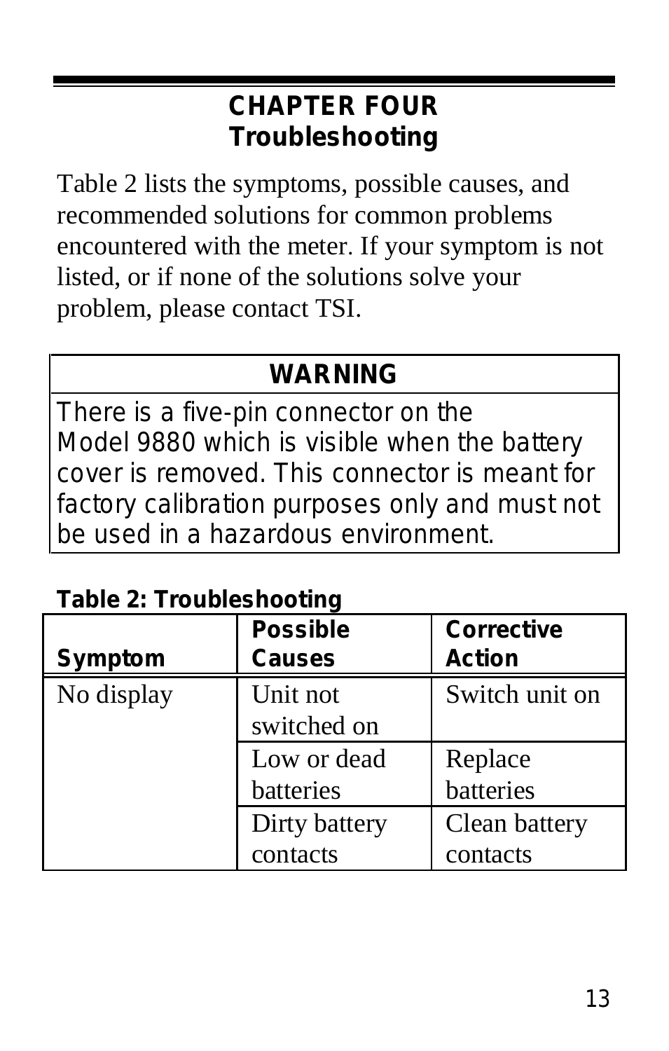# CHAPTER FOUR
# Troubleshooting

Table 2 lists the symptoms, possible causes, and recommended solutions for common problems encountered with the meter. If your symptom is not listed, or if none of the solutions solve your problem, please contact TSI.

> **WARNING**
>
> There is a five-pin connector on the Model 9880 which is visible when the battery cover is removed. This connector is meant for factory calibration purposes only and must not be used in a hazardous environment.

**Table 2: Troubleshooting**

| Symptom | Possible Causes | Corrective Action |
|---|---|---|
| No display | Unit not switched on | Switch unit on |
| | Low or dead batteries | Replace batteries |
| | Dirty battery contacts | Clean battery contacts |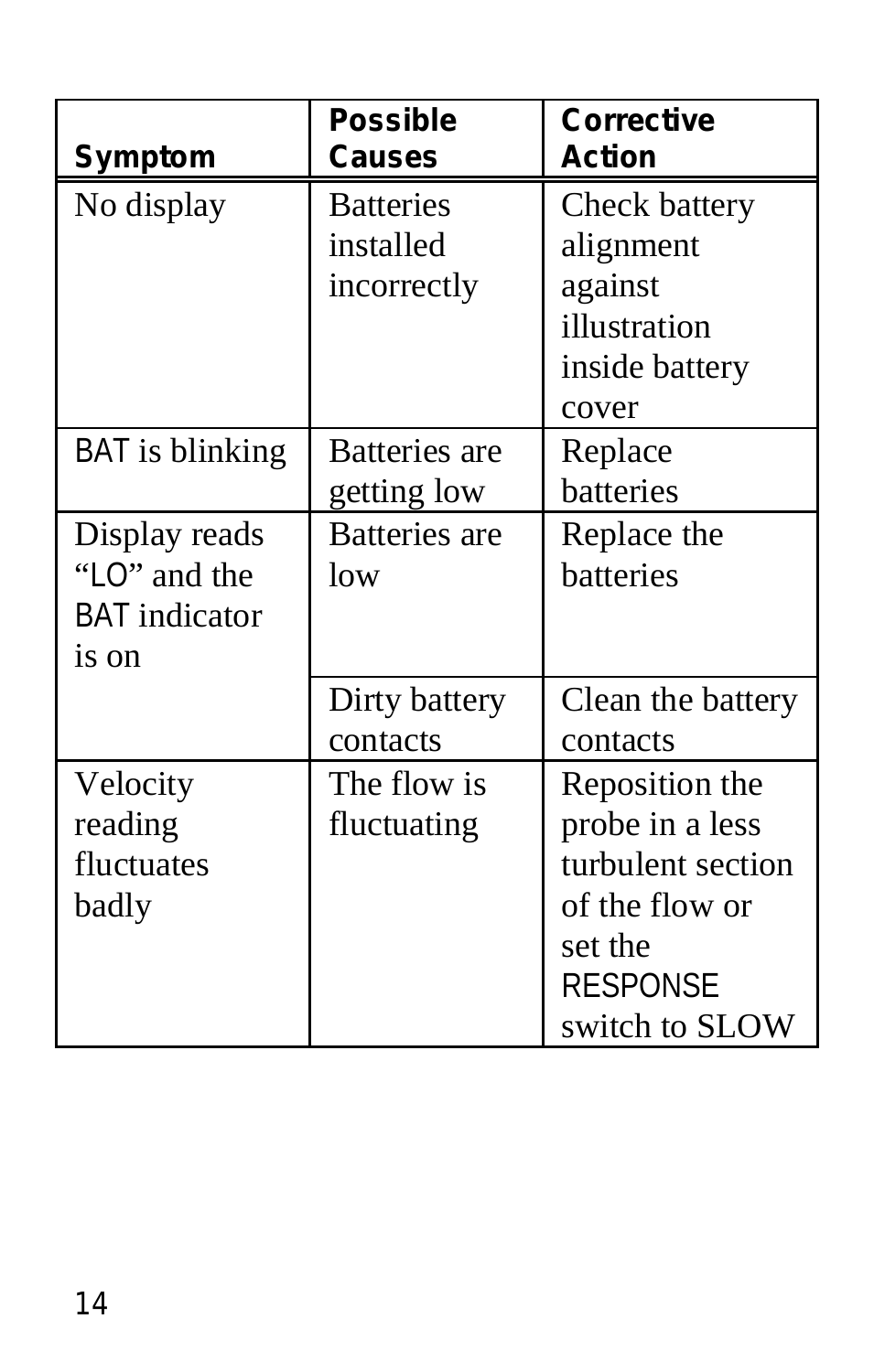| Symptom | Possible Causes | Corrective Action |
|---|---|---|
| No display | Batteries installed incorrectly | Check battery alignment against illustration inside battery cover |
| BAT is blinking | Batteries are getting low | Replace batteries |
| Display reads “LO” and the BAT indicator is on | Batteries are low | Replace the batteries |
| | Dirty battery contacts | Clean the battery contacts |
| Velocity reading fluctuates badly | The flow is fluctuating | Reposition the probe in a less turbulent section of the flow or set the RESPONSE switch to SLOW |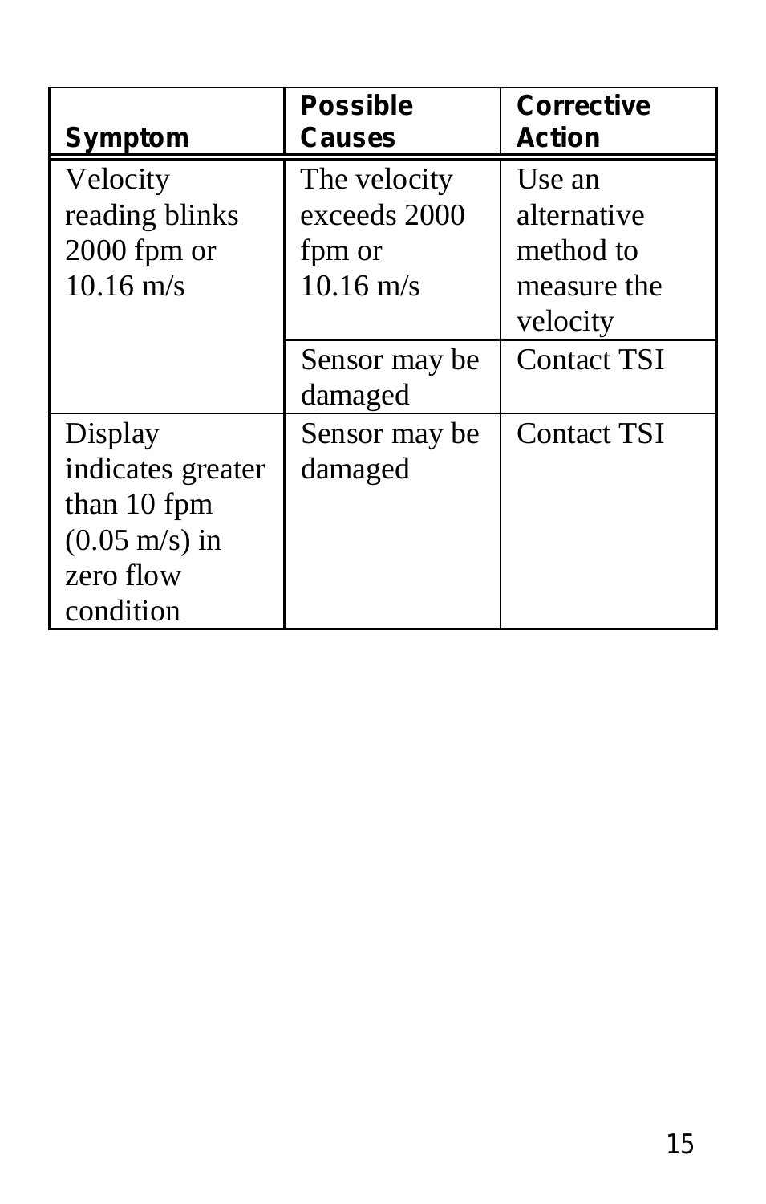| Symptom | Possible Causes | Corrective Action |
| --- | --- | --- |
| Velocity reading blinks 2000 fpm or 10.16 m/s | The velocity exceeds 2000 fpm or 10.16 m/s | Use an alternative method to measure the velocity |
| | Sensor may be damaged | Contact TSI |
| Display indicates greater than 10 fpm (0.05 m/s) in zero flow condition | Sensor may be damaged | Contact TSI |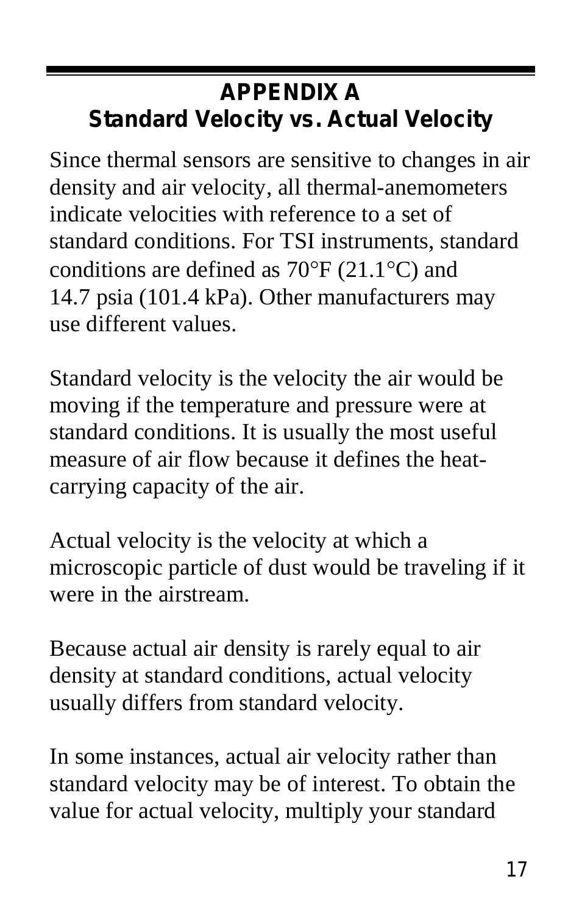# APPENDIX A
## Standard Velocity vs. Actual Velocity

Since thermal sensors are sensitive to changes in air density and air velocity, all thermal-anemometers indicate velocities with reference to a set of standard conditions. For TSI instruments, standard conditions are defined as 70°F (21.1°C) and 14.7 psia (101.4 kPa). Other manufacturers may use different values.

Standard velocity is the velocity the air would be moving if the temperature and pressure were at standard conditions. It is usually the most useful measure of air flow because it defines the heat-carrying capacity of the air.

Actual velocity is the velocity at which a microscopic particle of dust would be traveling if it were in the airstream.

Because actual air density is rarely equal to air density at standard conditions, actual velocity usually differs from standard velocity.

In some instances, actual air velocity rather than standard velocity may be of interest. To obtain the value for actual velocity, multiply your standard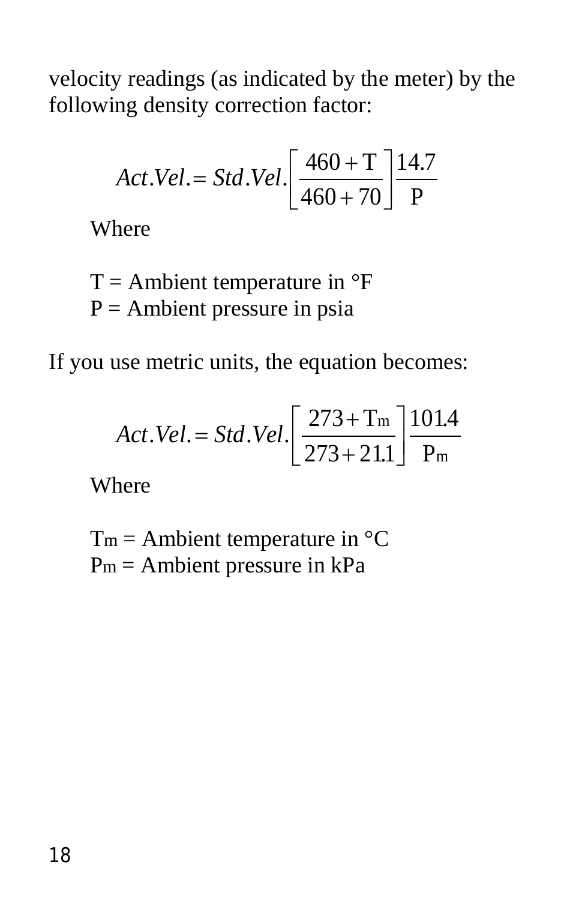velocity readings (as indicated by the meter) by the following density correction factor:

$$Act.Vel. = Std.Vel.\left[\frac{460 + T}{460 + 70}\right]\frac{14.7}{P}$$

Where

T = Ambient temperature in °F
P = Ambient pressure in psia

If you use metric units, the equation becomes:

$$Act.Vel. = Std.Vel.\left[\frac{273 + T_m}{273 + 21.1}\right]\frac{101.4}{P_m}$$

Where

$T_m$ = Ambient temperature in °C
$P_m$ = Ambient pressure in kPa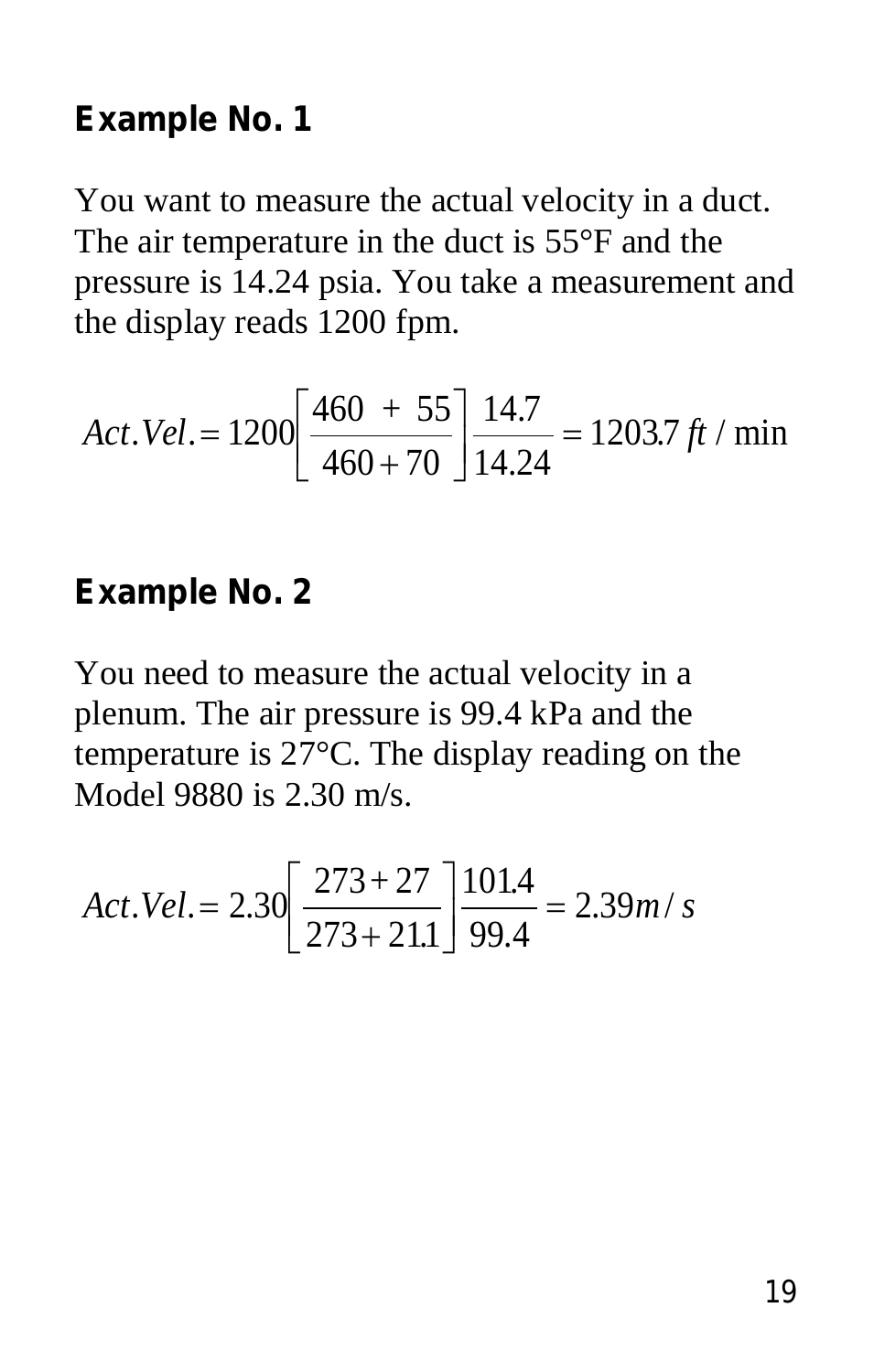### Example No. 1

You want to measure the actual velocity in a duct. The air temperature in the duct is 55°F and the pressure is 14.24 psia. You take a measurement and the display reads 1200 fpm.

$$Act.Vel. = 1200\left[\frac{460 + 55}{460 + 70}\right]\frac{14.7}{14.24} = 1203.7\ ft/\min$$

### Example No. 2

You need to measure the actual velocity in a plenum. The air pressure is 99.4 kPa and the temperature is 27°C. The display reading on the Model 9880 is 2.30 m/s.

$$Act.Vel. = 2.30\left[\frac{273 + 27}{273 + 21.1}\right]\frac{101.4}{99.4} = 2.39\ m/s$$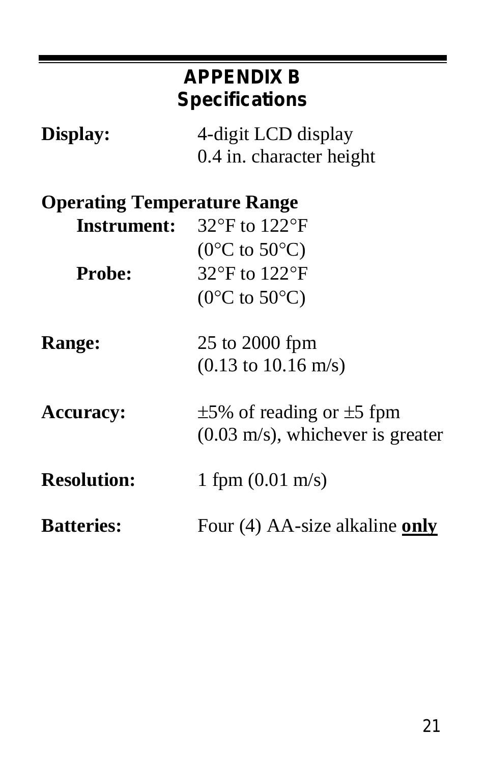# APPENDIX B
## Specifications

**Display:** 4-digit LCD display
0.4 in. character height

**Operating Temperature Range**

**Instrument:** 32°F to 122°F
(0°C to 50°C)

**Probe:** 32°F to 122°F
(0°C to 50°C)

**Range:** 25 to 2000 fpm
(0.13 to 10.16 m/s)

**Accuracy:** ±5% of reading or ±5 fpm
(0.03 m/s), whichever is greater

**Resolution:** 1 fpm (0.01 m/s)

**Batteries:** Four (4) AA-size alkaline **only**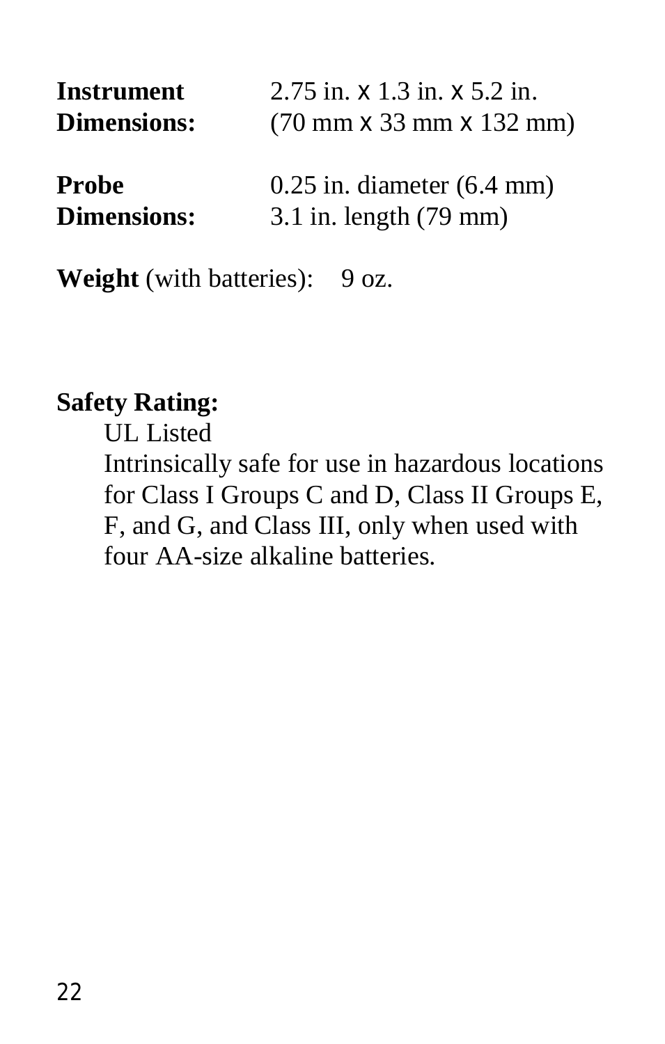**Instrument Dimensions:** 2.75 in. x 1.3 in. x 5.2 in. (70 mm x 33 mm x 132 mm)

**Probe Dimensions:** 0.25 in. diameter (6.4 mm) 3.1 in. length (79 mm)

**Weight** (with batteries): 9 oz.

**Safety Rating:**

UL Listed

Intrinsically safe for use in hazardous locations for Class I Groups C and D, Class II Groups E, F, and G, and Class III, only when used with four AA-size alkaline batteries.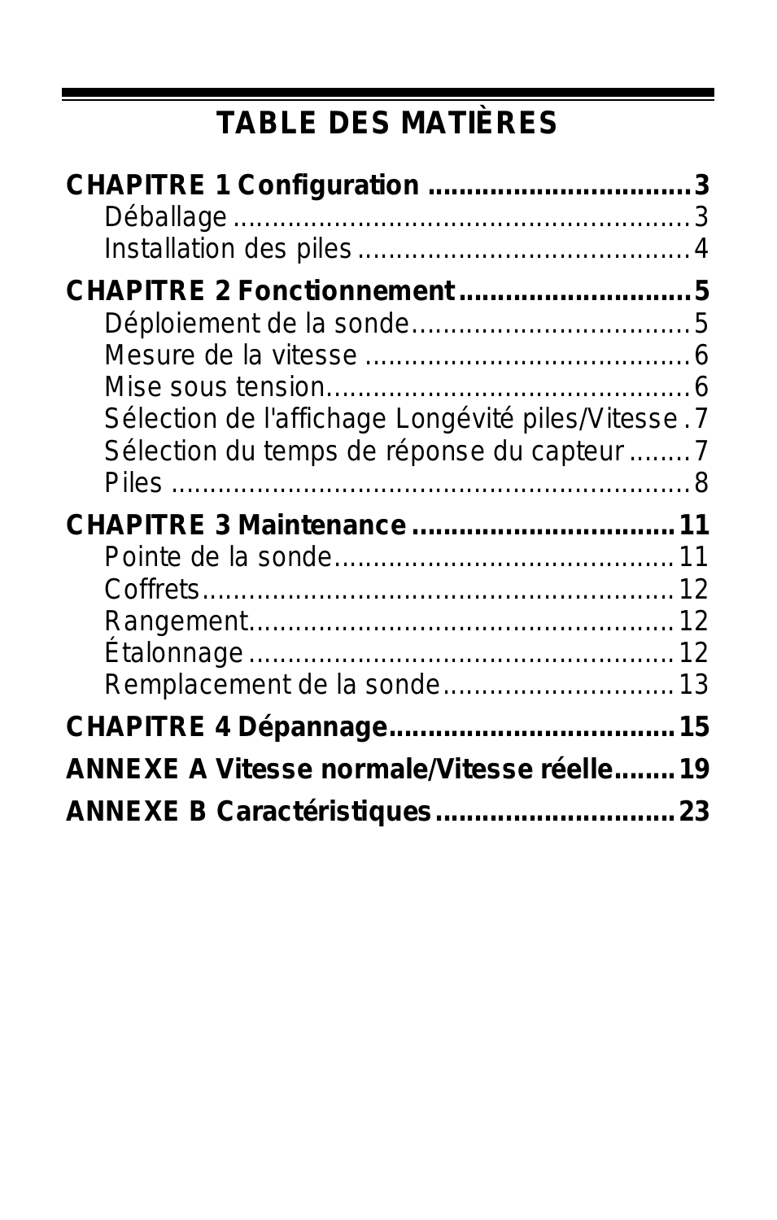# TABLE DES MATIÈRES

**CHAPITRE 1 Configuration ................................ 3**

- Déballage ........................................................ 3
- Installation des piles ........................................ 4

**CHAPITRE 2 Fonctionnement ............................ 5**

- Déploiement de la sonde .................................. 5
- Mesure de la vitesse ........................................ 6
- Mise sous tension ............................................. 6
- Sélection de l'affichage Longévité piles/Vitesse . 7
- Sélection du temps de réponse du capteur ........ 7
- Piles ................................................................. 8

**CHAPITRE 3 Maintenance ................................ 11**

- Pointe de la sonde .......................................... 11
- Coffrets .......................................................... 12
- Rangement ..................................................... 12
- Étalonnage ..................................................... 12
- Remplacement de la sonde ............................ 13

**CHAPITRE 4 Dépannage .................................. 15**

**ANNEXE A Vitesse normale/Vitesse réelle ....... 19**

**ANNEXE B Caractéristiques ............................ 23**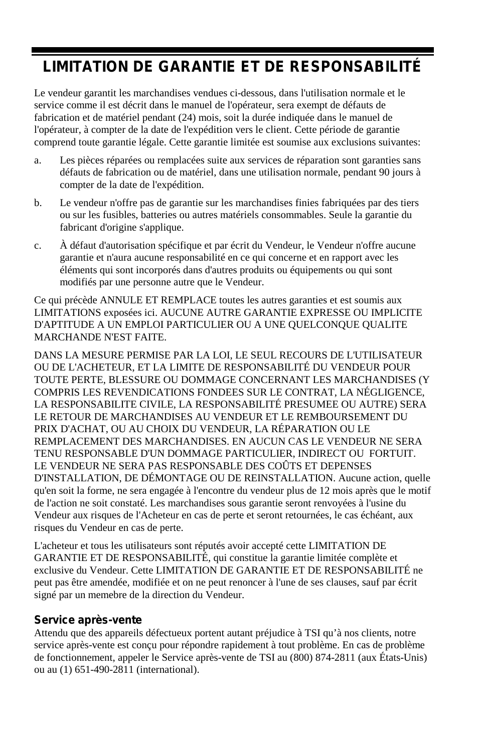# LIMITATION DE GARANTIE ET DE RESPONSABILITÉ

Le vendeur garantit les marchandises vendues ci-dessous, dans l'utilisation normale et le service comme il est décrit dans le manuel de l'opérateur, sera exempt de défauts de fabrication et de matériel pendant (24) mois, soit la durée indiquée dans le manuel de l'opérateur, à compter de la date de l'expédition vers le client. Cette période de garantie comprend toute garantie légale. Cette garantie limitée est soumise aux exclusions suivantes:

a. Les pièces réparées ou remplacées suite aux services de réparation sont garanties sans défauts de fabrication ou de matériel, dans une utilisation normale, pendant 90 jours à compter de la date de l'expédition.

b. Le vendeur n'offre pas de garantie sur les marchandises finies fabriquées par des tiers ou sur les fusibles, batteries ou autres matériels consommables. Seule la garantie du fabricant d'origine s'applique.

c. À défaut d'autorisation spécifique et par écrit du Vendeur, le Vendeur n'offre aucune garantie et n'aura aucune responsabilité en ce qui concerne et en rapport avec les éléments qui sont incorporés dans d'autres produits ou équipements ou qui sont modifiés par une personne autre que le Vendeur.

Ce qui précède ANNULE ET REMPLACE toutes les autres garanties et est soumis aux LIMITATIONS exposées ici. AUCUNE AUTRE GARANTIE EXPRESSE OU IMPLICITE D'APTITUDE A UN EMPLOI PARTICULIER OU A UNE QUELCONQUE QUALITE MARCHANDE N'EST FAITE.

DANS LA MESURE PERMISE PAR LA LOI, LE SEUL RECOURS DE L'UTILISATEUR OU DE L'ACHETEUR, ET LA LIMITE DE RESPONSABILITÉ DU VENDEUR POUR TOUTE PERTE, BLESSURE OU DOMMAGE CONCERNANT LES MARCHANDISES (Y COMPRIS LES REVENDICATIONS FONDEES SUR LE CONTRAT, LA NÉGLIGENCE, LA RESPONSABILITE CIVILE, LA RESPONSABILITÉ PRESUMEE OU AUTRE) SERA LE RETOUR DE MARCHANDISES AU VENDEUR ET LE REMBOURSEMENT DU PRIX D'ACHAT, OU AU CHOIX DU VENDEUR, LA RÉPARATION OU LE REMPLACEMENT DES MARCHANDISES. EN AUCUN CAS LE VENDEUR NE SERA TENU RESPONSABLE D'UN DOMMAGE PARTICULIER, INDIRECT OU FORTUIT. LE VENDEUR NE SERA PAS RESPONSABLE DES COÛTS ET DEPENSES D'INSTALLATION, DE DÉMONTAGE OU DE REINSTALLATION. Aucune action, quelle qu'en soit la forme, ne sera engagée à l'encontre du vendeur plus de 12 mois après que le motif de l'action ne soit constaté. Les marchandises sous garantie seront renvoyées à l'usine du Vendeur aux risques de l'Acheteur en cas de perte et seront retournées, le cas échéant, aux risques du Vendeur en cas de perte.

L'acheteur et tous les utilisateurs sont réputés avoir accepté cette LIMITATION DE GARANTIE ET DE RESPONSABILITÉ, qui constitue la garantie limitée complète et exclusive du Vendeur. Cette LIMITATION DE GARANTIE ET DE RESPONSABILITÉ ne peut pas être amendée, modifiée et on ne peut renoncer à l'une de ses clauses, sauf par écrit signé par un memebre de la direction du Vendeur.

### Service après-vente

Attendu que des appareils défectueux portent autant préjudice à TSI qu'à nos clients, notre service après-vente est conçu pour répondre rapidement à tout problème. En cas de problème de fonctionnement, appeler le Service après-vente de TSI au (800) 874-2811 (aux États-Unis) ou au (1) 651-490-2811 (international).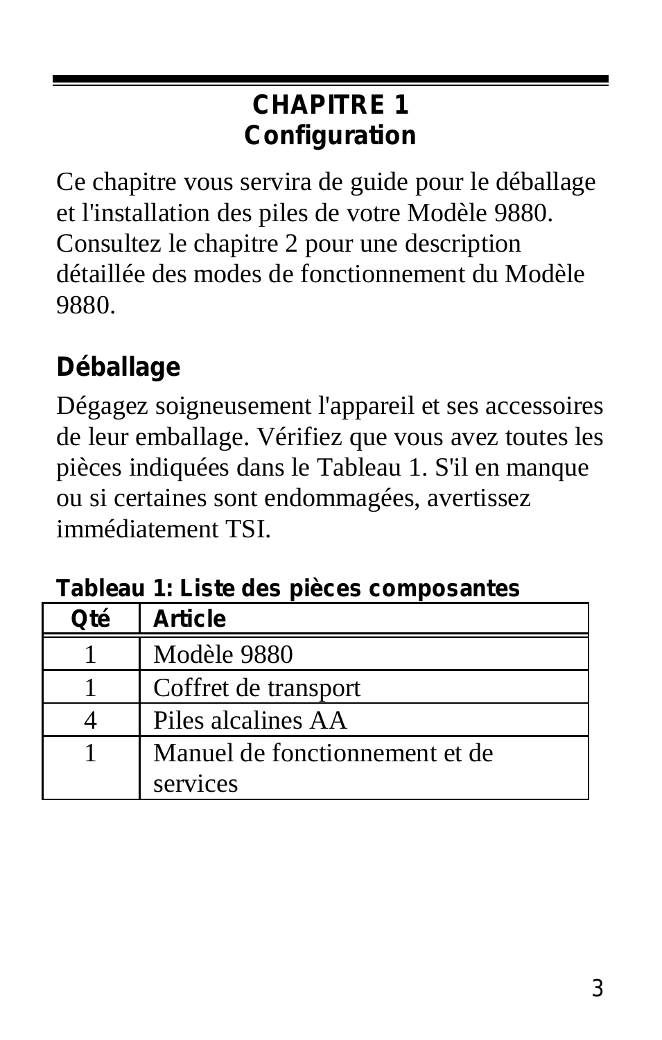# CHAPITRE 1
# Configuration

Ce chapitre vous servira de guide pour le déballage et l'installation des piles de votre Modèle 9880. Consultez le chapitre 2 pour une description détaillée des modes de fonctionnement du Modèle 9880.

## Déballage

Dégagez soigneusement l'appareil et ses accessoires de leur emballage. Vérifiez que vous avez toutes les pièces indiquées dans le Tableau 1. S'il en manque ou si certaines sont endommagées, avertissez immédiatement TSI.

**Tableau 1: Liste des pièces composantes**

| Qté | Article |
|---|---|
| 1 | Modèle 9880 |
| 1 | Coffret de transport |
| 4 | Piles alcalines AA |
| 1 | Manuel de fonctionnement et de services |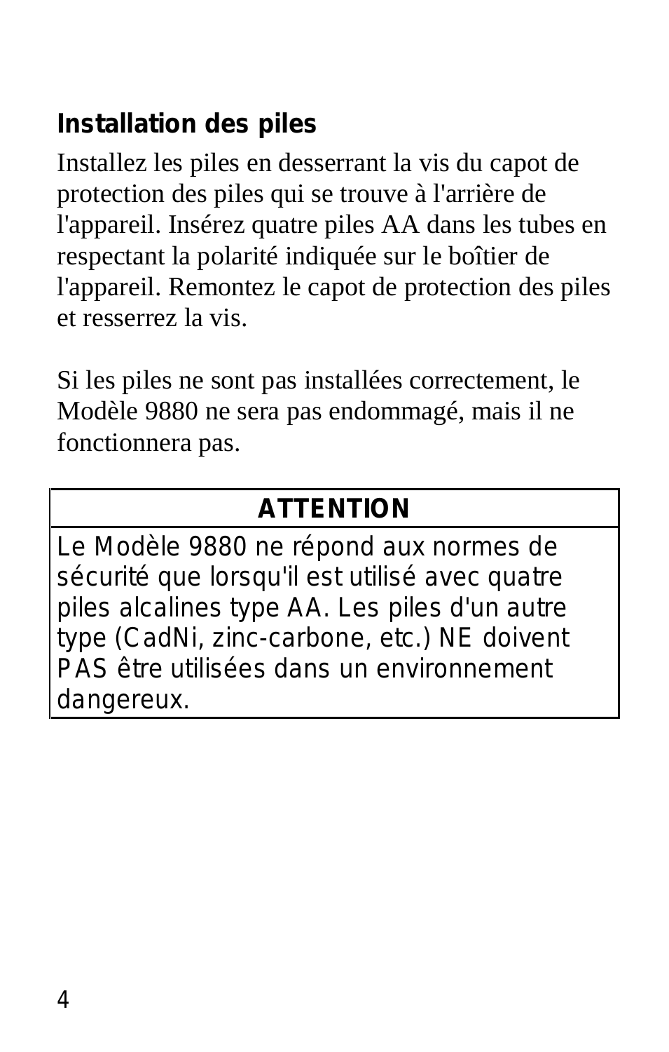## Installation des piles

Installez les piles en desserrant la vis du capot de protection des piles qui se trouve à l'arrière de l'appareil. Insérez quatre piles AA dans les tubes en respectant la polarité indiquée sur le boîtier de l'appareil. Remontez le capot de protection des piles et resserrez la vis.

Si les piles ne sont pas installées correctement, le Modèle 9880 ne sera pas endommagé, mais il ne fonctionnera pas.

| ATTENTION |
|---|
| Le Modèle 9880 ne répond aux normes de sécurité que lorsqu'il est utilisé avec quatre piles alcalines type AA. Les piles d'un autre type (CadNi, zinc-carbone, etc.) NE doivent PAS être utilisées dans un environnement dangereux. |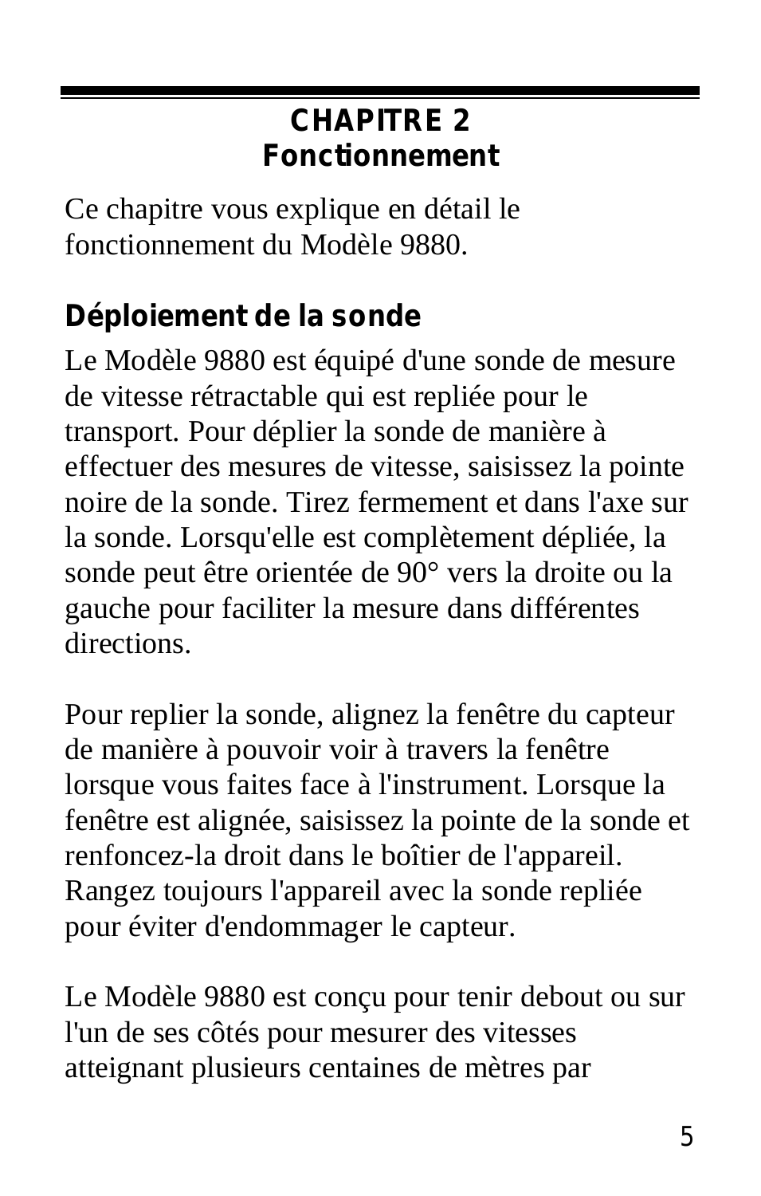# CHAPITRE 2
# Fonctionnement

Ce chapitre vous explique en détail le fonctionnement du Modèle 9880.

## Déploiement de la sonde

Le Modèle 9880 est équipé d'une sonde de mesure de vitesse rétractable qui est repliée pour le transport. Pour déplier la sonde de manière à effectuer des mesures de vitesse, saisissez la pointe noire de la sonde. Tirez fermement et dans l'axe sur la sonde. Lorsqu'elle est complètement dépliée, la sonde peut être orientée de 90° vers la droite ou la gauche pour faciliter la mesure dans différentes directions.

Pour replier la sonde, alignez la fenêtre du capteur de manière à pouvoir voir à travers la fenêtre lorsque vous faites face à l'instrument. Lorsque la fenêtre est alignée, saisissez la pointe de la sonde et renfoncez-la droit dans le boîtier de l'appareil. Rangez toujours l'appareil avec la sonde repliée pour éviter d'endommager le capteur.

Le Modèle 9880 est conçu pour tenir debout ou sur l'un de ses côtés pour mesurer des vitesses atteignant plusieurs centaines de mètres par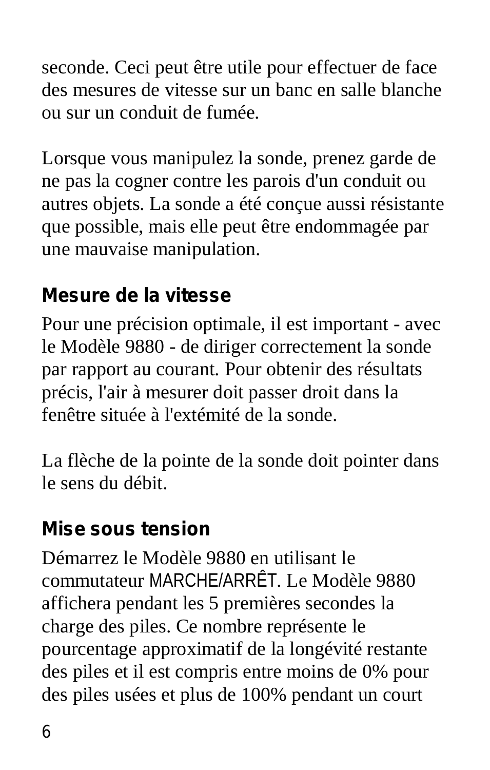seconde. Ceci peut être utile pour effectuer de face des mesures de vitesse sur un banc en salle blanche ou sur un conduit de fumée.

Lorsque vous manipulez la sonde, prenez garde de ne pas la cogner contre les parois d'un conduit ou autres objets. La sonde a été conçue aussi résistante que possible, mais elle peut être endommagée par une mauvaise manipulation.

## Mesure de la vitesse

Pour une précision optimale, il est important - avec le Modèle 9880 - de diriger correctement la sonde par rapport au courant. Pour obtenir des résultats précis, l'air à mesurer doit passer droit dans la fenêtre située à l'extémité de la sonde.

La flèche de la pointe de la sonde doit pointer dans le sens du débit.

## Mise sous tension

Démarrez le Modèle 9880 en utilisant le commutateur MARCHE/ARRÊT. Le Modèle 9880 affichera pendant les 5 premières secondes la charge des piles. Ce nombre représente le pourcentage approximatif de la longévité restante des piles et il est compris entre moins de 0% pour des piles usées et plus de 100% pendant un court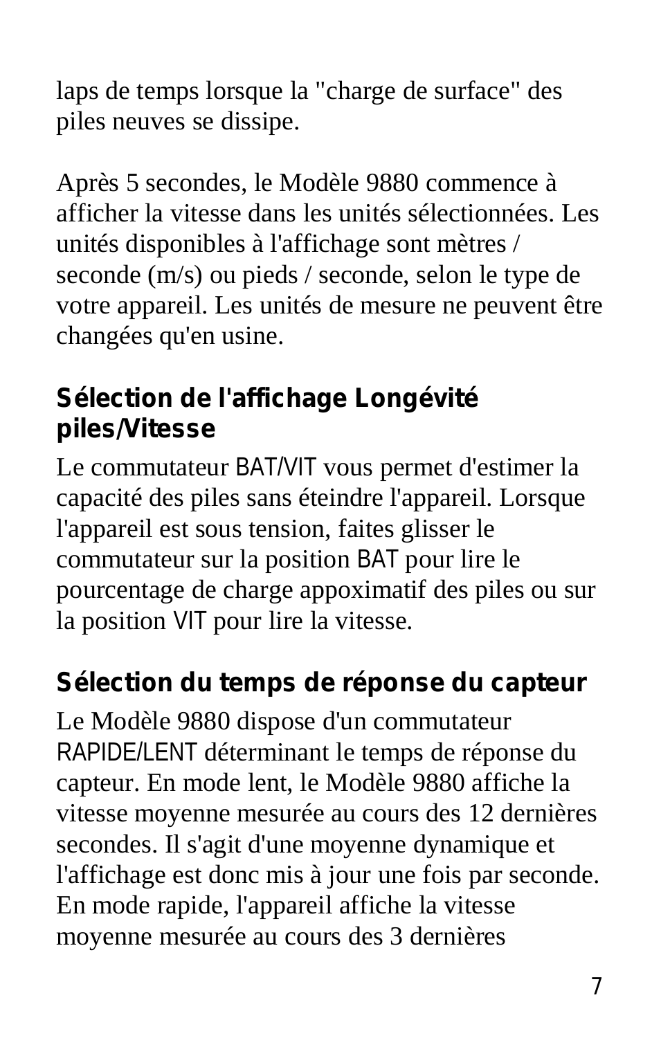laps de temps lorsque la "charge de surface" des piles neuves se dissipe.

Après 5 secondes, le Modèle 9880 commence à afficher la vitesse dans les unités sélectionnées. Les unités disponibles à l'affichage sont mètres / seconde (m/s) ou pieds / seconde, selon le type de votre appareil. Les unités de mesure ne peuvent être changées qu'en usine.

## Sélection de l'affichage Longévité piles/Vitesse

Le commutateur BAT/VIT vous permet d'estimer la capacité des piles sans éteindre l'appareil. Lorsque l'appareil est sous tension, faites glisser le commutateur sur la position BAT pour lire le pourcentage de charge appoximatif des piles ou sur la position VIT pour lire la vitesse.

## Sélection du temps de réponse du capteur

Le Modèle 9880 dispose d'un commutateur RAPIDE/LENT déterminant le temps de réponse du capteur. En mode lent, le Modèle 9880 affiche la vitesse moyenne mesurée au cours des 12 dernières secondes. Il s'agit d'une moyenne dynamique et l'affichage est donc mis à jour une fois par seconde. En mode rapide, l'appareil affiche la vitesse moyenne mesurée au cours des 3 dernières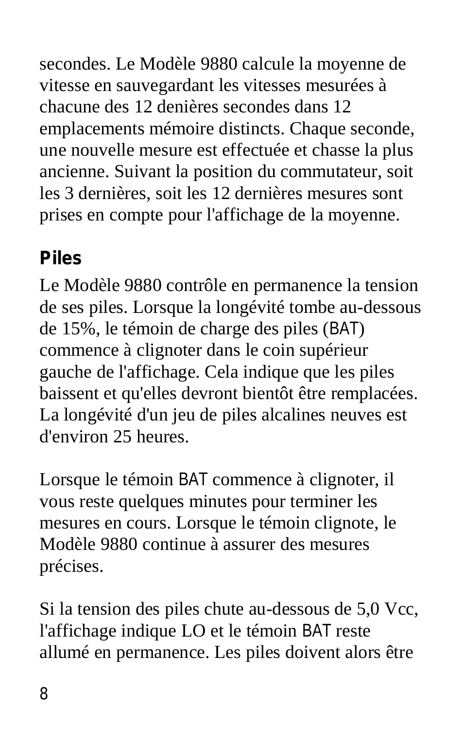secondes. Le Modèle 9880 calcule la moyenne de vitesse en sauvegardant les vitesses mesurées à chacune des 12 denières secondes dans 12 emplacements mémoire distincts. Chaque seconde, une nouvelle mesure est effectuée et chasse la plus ancienne. Suivant la position du commutateur, soit les 3 dernières, soit les 12 dernières mesures sont prises en compte pour l'affichage de la moyenne.

## Piles

Le Modèle 9880 contrôle en permanence la tension de ses piles. Lorsque la longévité tombe au-dessous de 15%, le témoin de charge des piles (BAT) commence à clignoter dans le coin supérieur gauche de l'affichage. Cela indique que les piles baissent et qu'elles devront bientôt être remplacées. La longévité d'un jeu de piles alcalines neuves est d'environ 25 heures.

Lorsque le témoin BAT commence à clignoter, il vous reste quelques minutes pour terminer les mesures en cours. Lorsque le témoin clignote, le Modèle 9880 continue à assurer des mesures précises.

Si la tension des piles chute au-dessous de 5,0 Vcc, l'affichage indique LO et le témoin BAT reste allumé en permanence. Les piles doivent alors être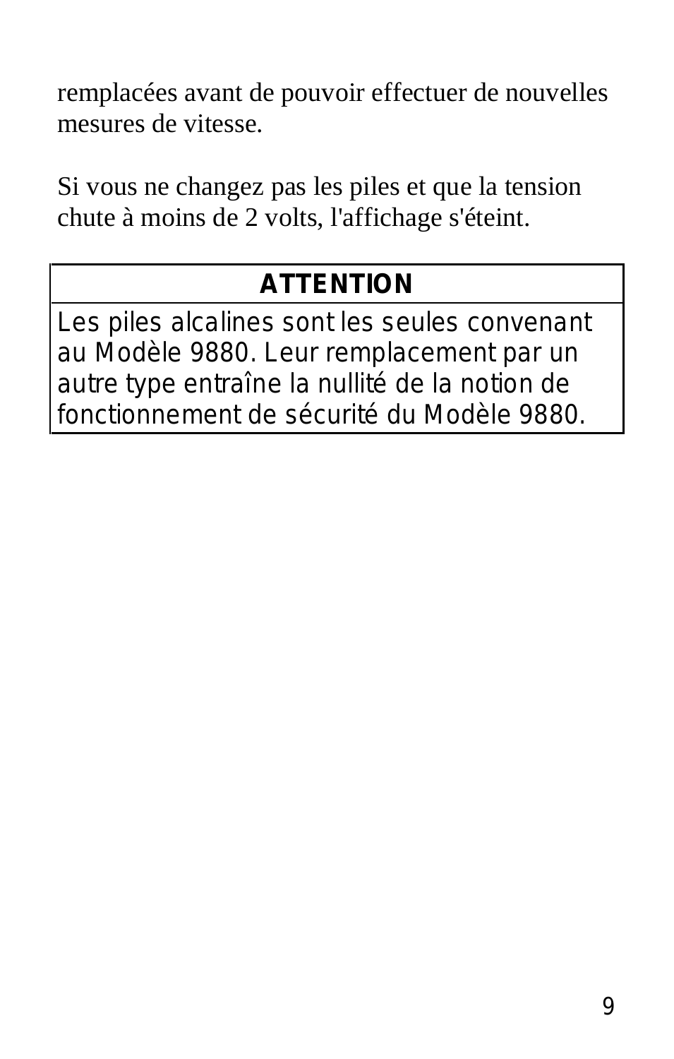remplacées avant de pouvoir effectuer de nouvelles mesures de vitesse.

Si vous ne changez pas les piles et que la tension chute à moins de 2 volts, l'affichage s'éteint.

| ATTENTION |
| --- |
| Les piles alcalines sont les seules convenant au Modèle 9880. Leur remplacement par un autre type entraîne la nullité de la notion de fonctionnement de sécurité du Modèle 9880. |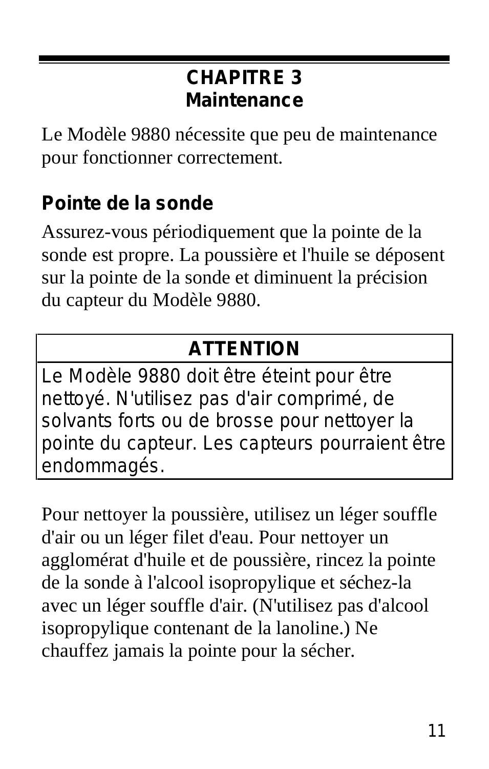# CHAPITRE 3
# Maintenance

Le Modèle 9880 nécessite que peu de maintenance pour fonctionner correctement.

## Pointe de la sonde

Assurez-vous périodiquement que la pointe de la sonde est propre. La poussière et l'huile se déposent sur la pointe de la sonde et diminuent la précision du capteur du Modèle 9880.

| ATTENTION |
| --- |
| Le Modèle 9880 doit être éteint pour être nettoyé. N'utilisez pas d'air comprimé, de solvants forts ou de brosse pour nettoyer la pointe du capteur. Les capteurs pourraient être endommagés. |

Pour nettoyer la poussière, utilisez un léger souffle d'air ou un léger filet d'eau. Pour nettoyer un agglomérat d'huile et de poussière, rincez la pointe de la sonde à l'alcool isopropylique et séchez-la avec un léger souffle d'air. (N'utilisez pas d'alcool isopropylique contenant de la lanoline.) Ne chauffez jamais la pointe pour la sécher.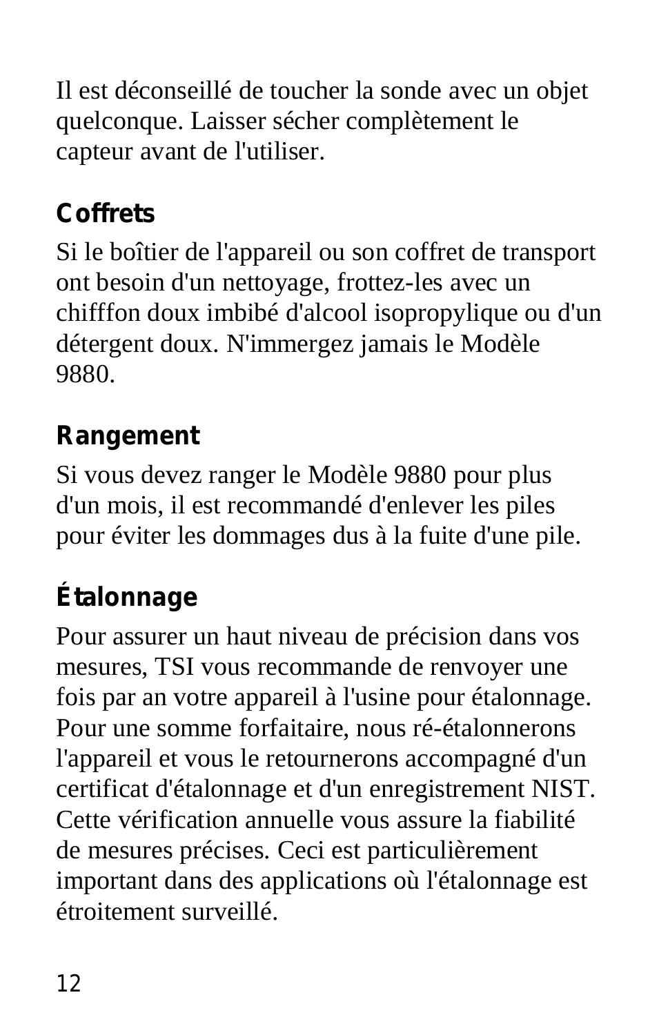Il est déconseillé de toucher la sonde avec un objet quelconque. Laisser sécher complètement le capteur avant de l'utiliser.

### Coffrets

Si le boîtier de l'appareil ou son coffret de transport ont besoin d'un nettoyage, frottez-les avec un chifffon doux imbibé d'alcool isopropylique ou d'un détergent doux. N'immergez jamais le Modèle 9880.

### Rangement

Si vous devez ranger le Modèle 9880 pour plus d'un mois, il est recommandé d'enlever les piles pour éviter les dommages dus à la fuite d'une pile.

### Étalonnage

Pour assurer un haut niveau de précision dans vos mesures, TSI vous recommande de renvoyer une fois par an votre appareil à l'usine pour étalonnage. Pour une somme forfaitaire, nous ré-étalonnerons l'appareil et vous le retournerons accompagné d'un certificat d'étalonnage et d'un enregistrement NIST. Cette vérification annuelle vous assure la fiabilité de mesures précises. Ceci est particulièrement important dans des applications où l'étalonnage est étroitement surveillé.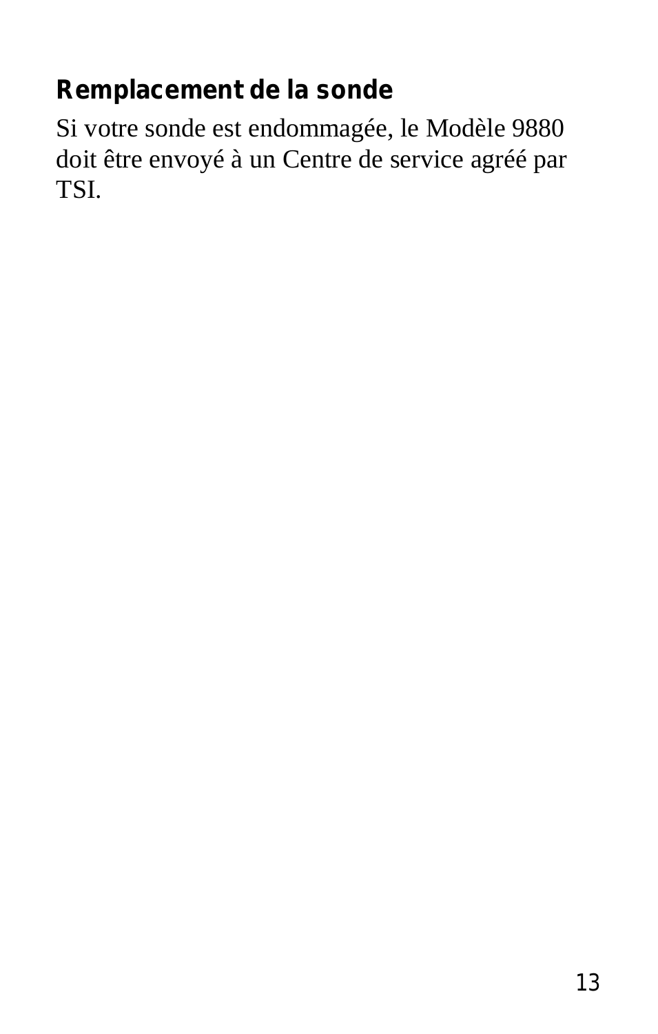## Remplacement de la sonde

Si votre sonde est endommagée, le Modèle 9880 doit être envoyé à un Centre de service agréé par TSI.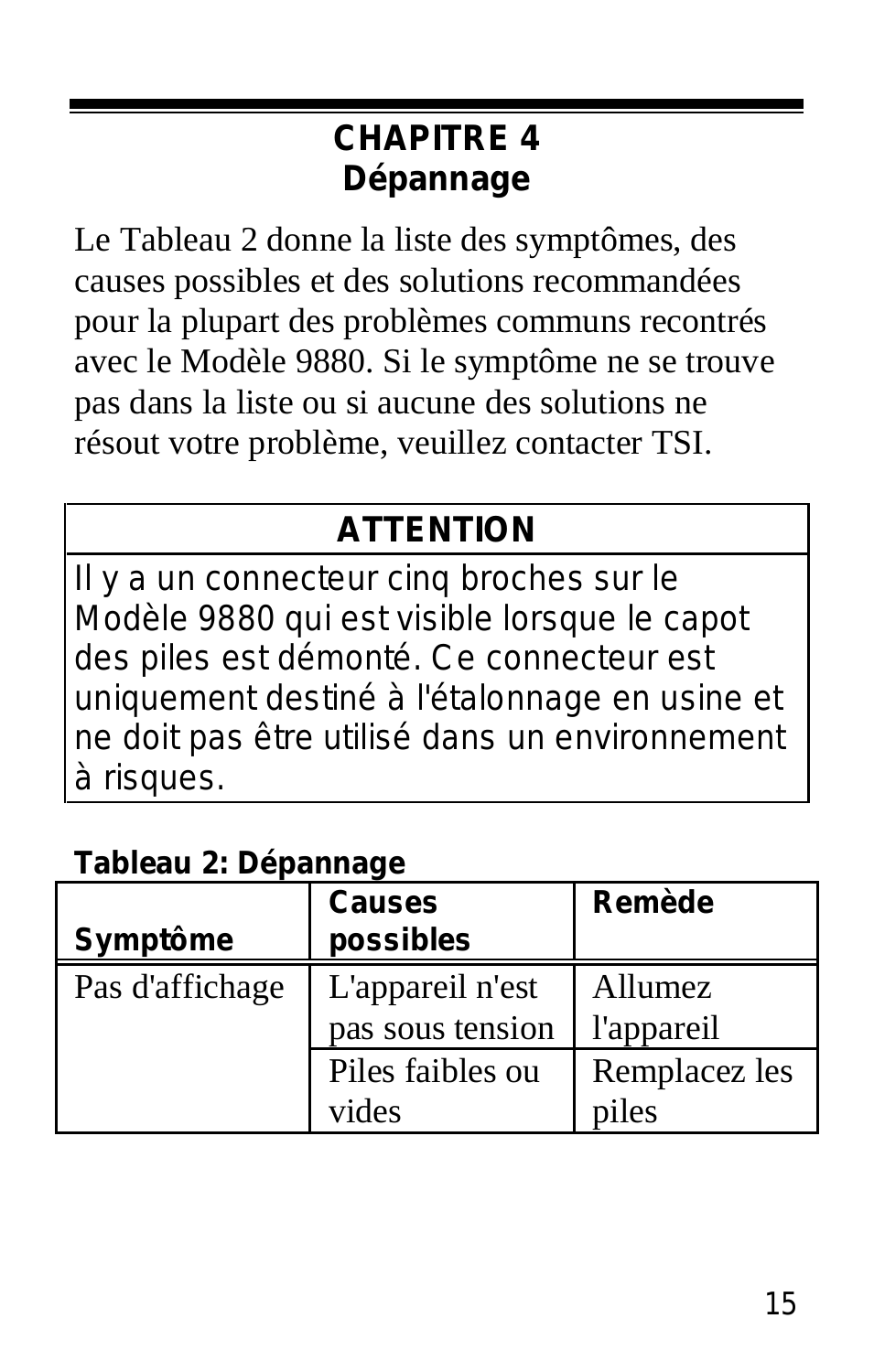# CHAPITRE 4
# Dépannage

Le Tableau 2 donne la liste des symptômes, des causes possibles et des solutions recommandées pour la plupart des problèmes communs recontrés avec le Modèle 9880. Si le symptôme ne se trouve pas dans la liste ou si aucune des solutions ne résout votre problème, veuillez contacter TSI.

| ATTENTION |
|---|
| Il y a un connecteur cinq broches sur le Modèle 9880 qui est visible lorsque le capot des piles est démonté. Ce connecteur est uniquement destiné à l'étalonnage en usine et ne doit pas être utilisé dans un environnement à risques. |

**Tableau 2: Dépannage**

| Symptôme | Causes possibles | Remède |
|---|---|---|
| Pas d'affichage | L'appareil n'est pas sous tension | Allumez l'appareil |
| | Piles faibles ou vides | Remplacez les piles |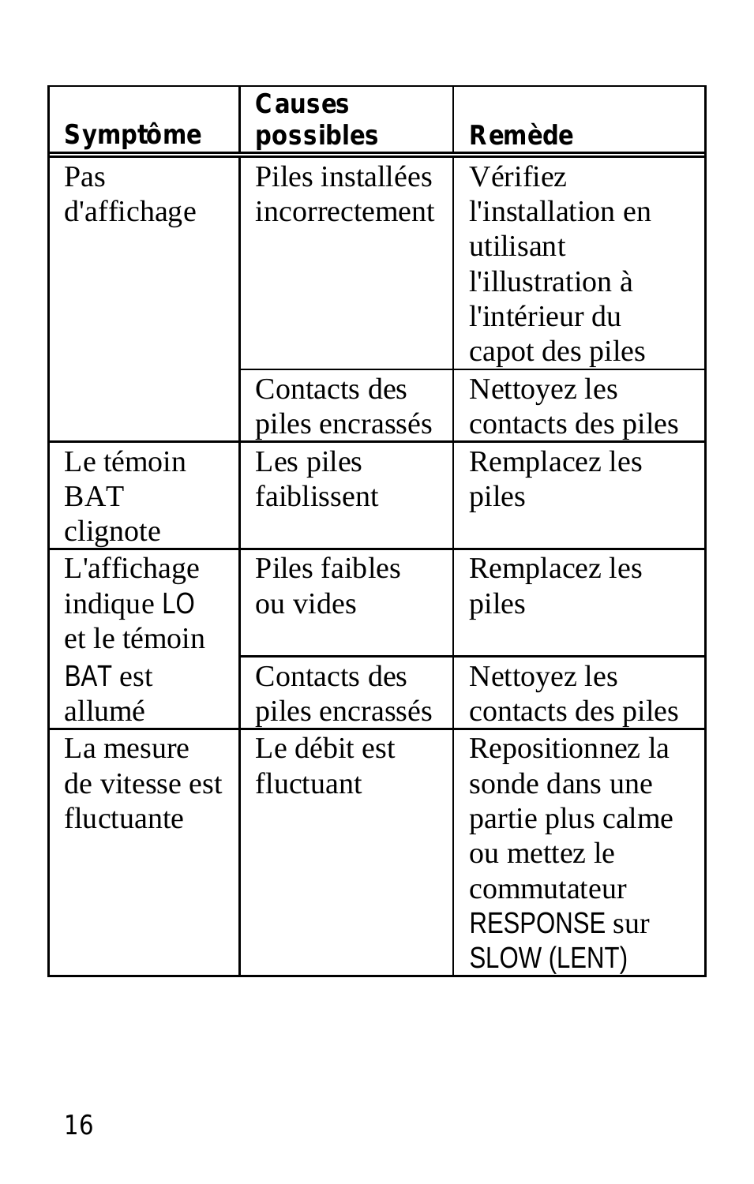| Symptôme | Causes possibles | Remède |
|---|---|---|
| Pas d'affichage | Piles installées incorrectement | Vérifiez l'installation en utilisant l'illustration à l'intérieur du capot des piles |
| | Contacts des piles encrassés | Nettoyez les contacts des piles |
| Le témoin BAT clignote | Les piles faiblissent | Remplacez les piles |
| L'affichage indique LO et le témoin BAT est allumé | Piles faibles ou vides | Remplacez les piles |
| | Contacts des piles encrassés | Nettoyez les contacts des piles |
| La mesure de vitesse est fluctuante | Le débit est fluctuant | Repositionnez la sonde dans une partie plus calme ou mettez le commutateur RESPONSE sur SLOW (LENT) |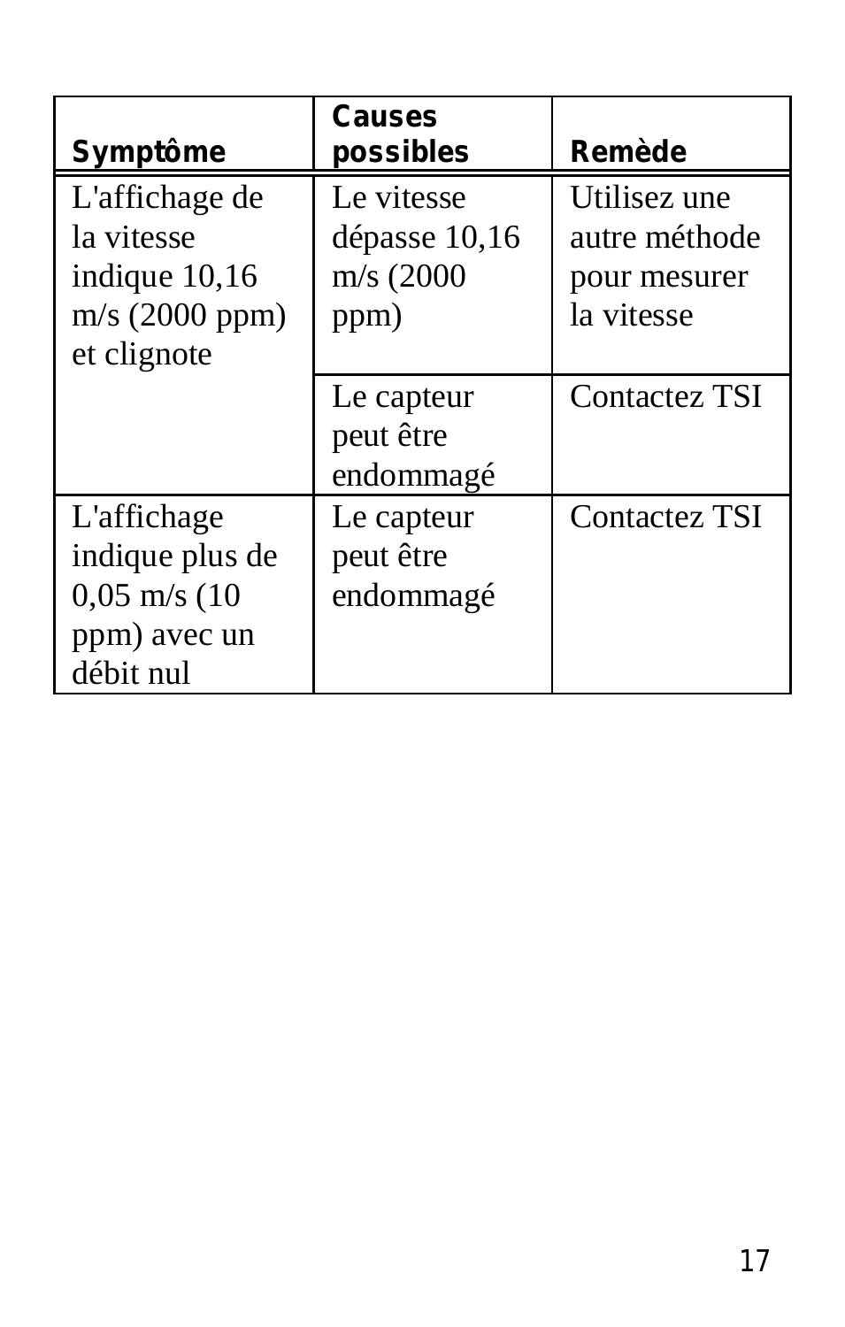| Symptôme | Causes possibles | Remède |
|---|---|---|
| L'affichage de la vitesse indique 10,16 m/s (2000 ppm) et clignote | Le vitesse dépasse 10,16 m/s (2000 ppm) | Utilisez une autre méthode pour mesurer la vitesse |
| | Le capteur peut être endommagé | Contactez TSI |
| L'affichage indique plus de 0,05 m/s (10 ppm) avec un débit nul | Le capteur peut être endommagé | Contactez TSI |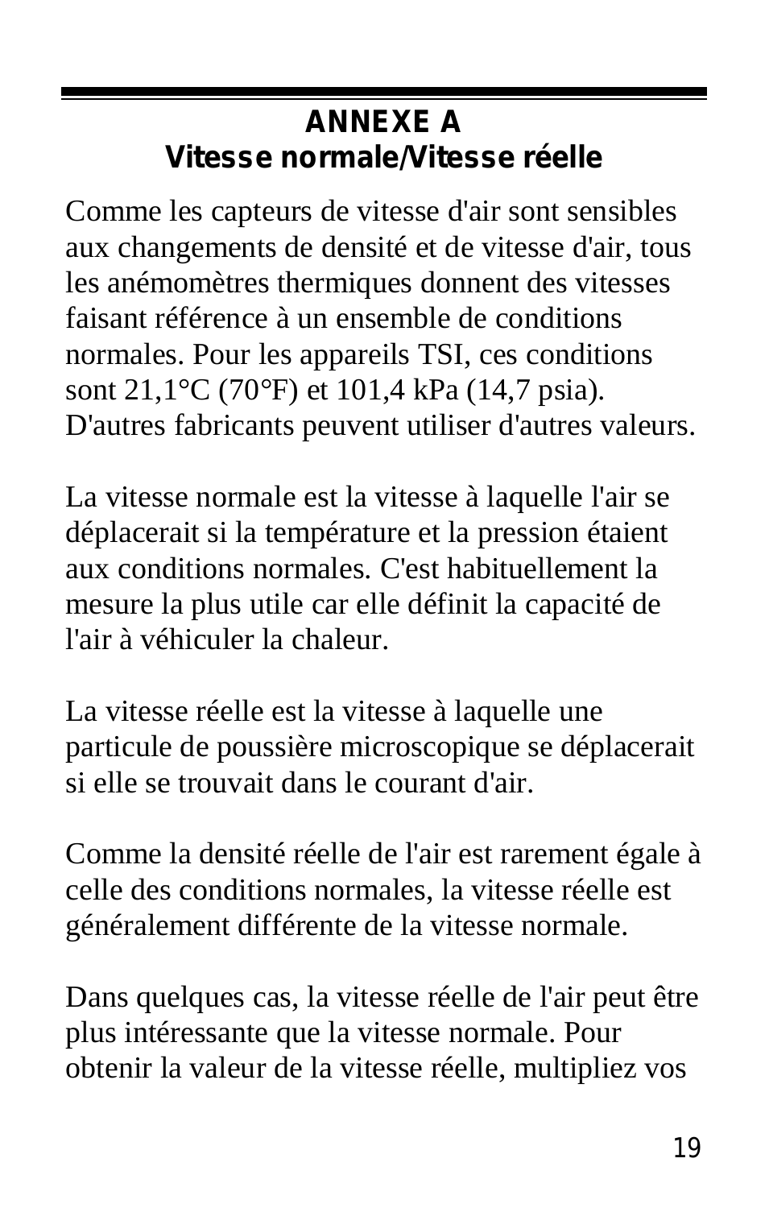## ANNEXE A
## Vitesse normale/Vitesse réelle

Comme les capteurs de vitesse d'air sont sensibles aux changements de densité et de vitesse d'air, tous les anémomètres thermiques donnent des vitesses faisant référence à un ensemble de conditions normales. Pour les appareils TSI, ces conditions sont 21,1°C (70°F) et 101,4 kPa (14,7 psia). D'autres fabricants peuvent utiliser d'autres valeurs.

La vitesse normale est la vitesse à laquelle l'air se déplacerait si la température et la pression étaient aux conditions normales. C'est habituellement la mesure la plus utile car elle définit la capacité de l'air à véhiculer la chaleur.

La vitesse réelle est la vitesse à laquelle une particule de poussière microscopique se déplacerait si elle se trouvait dans le courant d'air.

Comme la densité réelle de l'air est rarement égale à celle des conditions normales, la vitesse réelle est généralement différente de la vitesse normale.

Dans quelques cas, la vitesse réelle de l'air peut être plus intéressante que la vitesse normale. Pour obtenir la valeur de la vitesse réelle, multipliez vos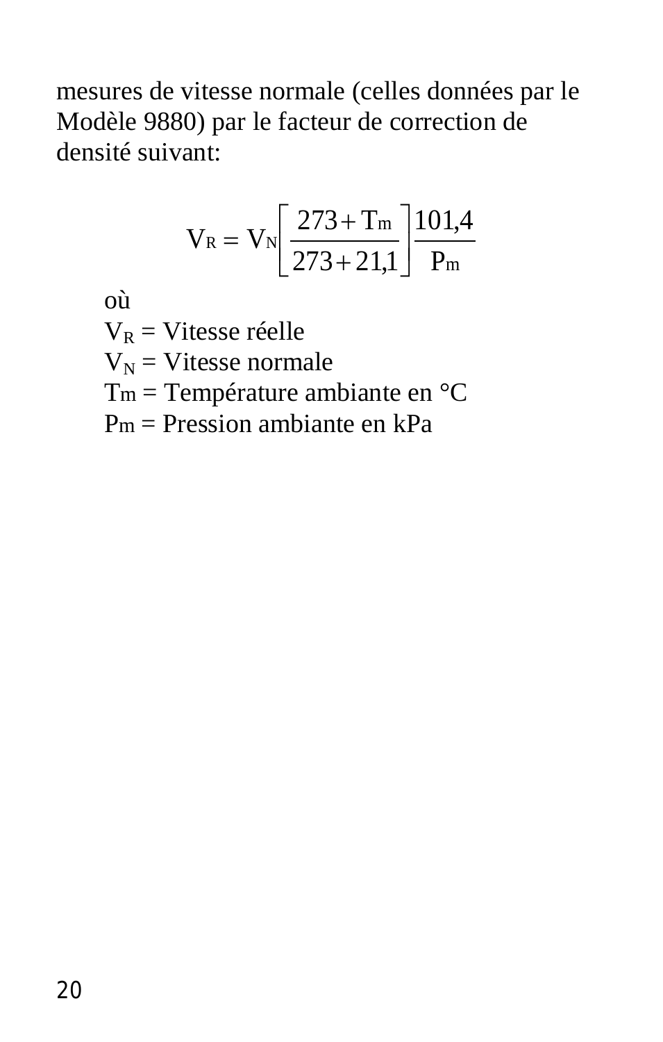mesures de vitesse normale (celles données par le Modèle 9880) par le facteur de correction de densité suivant:

$$V_R = V_N \left[ \frac{273 + T_m}{273 + 21{,}1} \right] \frac{101{,}4}{P_m}$$

où

$V_R$ = Vitesse réelle

$V_N$ = Vitesse normale

$T_m$ = Température ambiante en °C

$P_m$ = Pression ambiante en kPa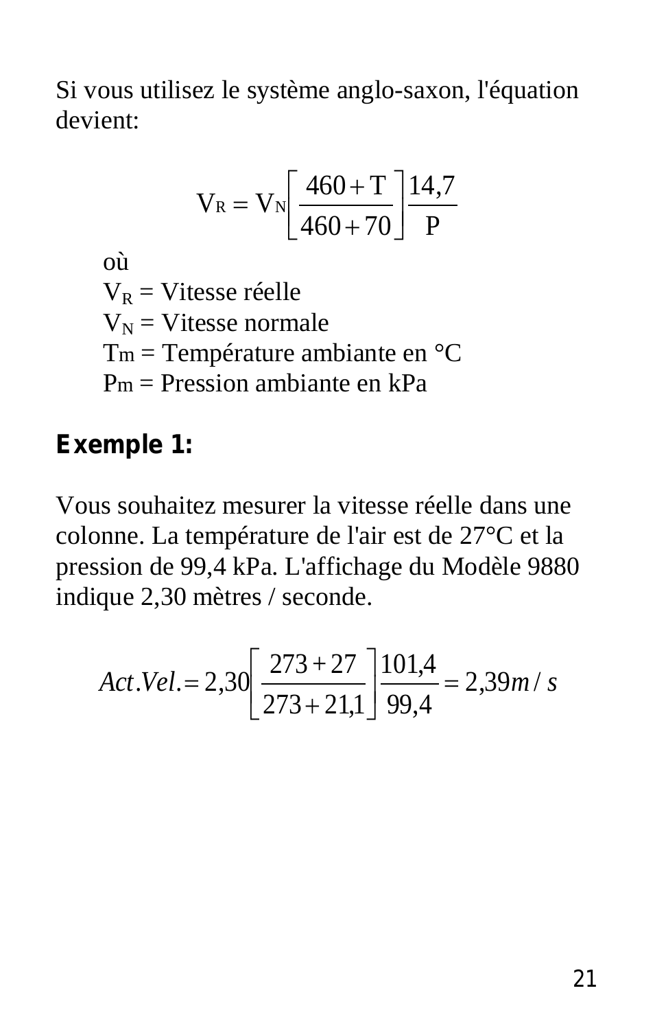Si vous utilisez le système anglo-saxon, l'équation devient:

$$V_R = V_N \left[ \frac{460 + T}{460 + 70} \right] \frac{14{,}7}{P}$$

où
$V_R$ = Vitesse réelle
$V_N$ = Vitesse normale
Tm = Température ambiante en °C
Pm = Pression ambiante en kPa

**Exemple 1:**

Vous souhaitez mesurer la vitesse réelle dans une colonne. La température de l'air est de 27°C et la pression de 99,4 kPa. L'affichage du Modèle 9880 indique 2,30 mètres / seconde.

$$Act.Vel. = 2{,}30 \left[ \frac{273 + 27}{273 + 21{,}1} \right] \frac{101{,}4}{99{,}4} = 2{,}39 m/s$$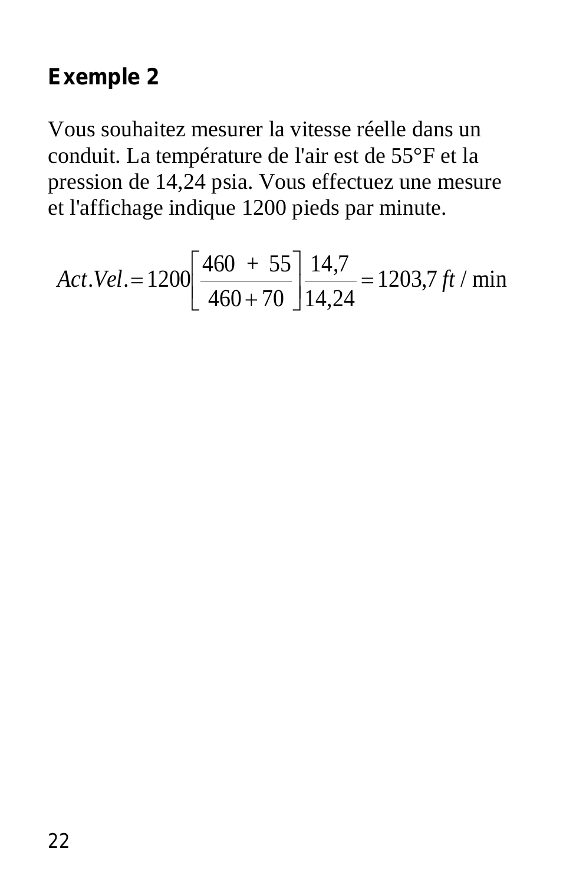## Exemple 2

Vous souhaitez mesurer la vitesse réelle dans un conduit. La température de l'air est de 55°F et la pression de 14,24 psia. Vous effectuez une mesure et l'affichage indique 1200 pieds par minute.

$$Act.Vel. = 1200\left[\frac{460\ \ +\ \ 55}{460 + 70}\right]\frac{14{,}7}{14{,}24} = 1203{,}7\ ft\ /\ \text{min}$$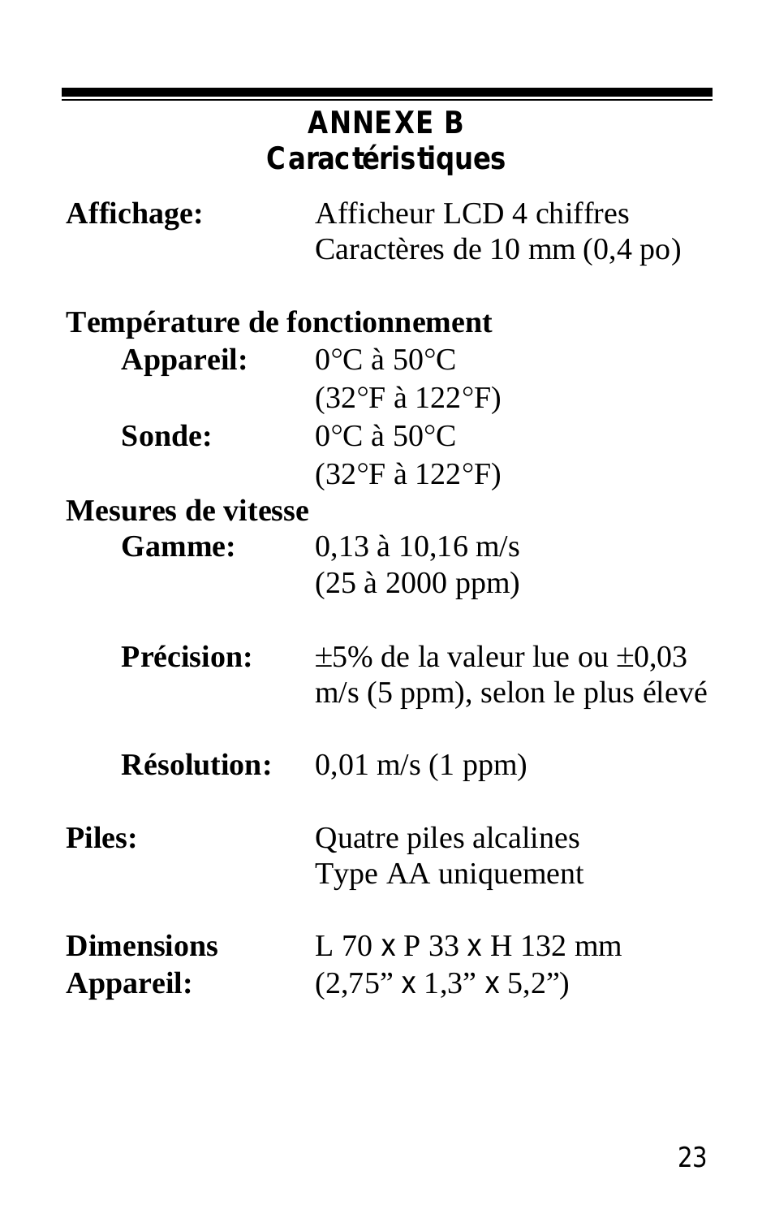## ANNEXE B
## Caractéristiques

**Affichage:** Afficheur LCD 4 chiffres
Caractères de 10 mm (0,4 po)

**Température de fonctionnement**

**Appareil:** 0°C à 50°C
(32°F à 122°F)

**Sonde:** 0°C à 50°C
(32°F à 122°F)

**Mesures de vitesse**

**Gamme:** 0,13 à 10,16 m/s
(25 à 2000 ppm)

**Précision:** ±5% de la valeur lue ou ±0,03 m/s (5 ppm), selon le plus élevé

**Résolution:** 0,01 m/s (1 ppm)

**Piles:** Quatre piles alcalines
Type AA uniquement

**Dimensions Appareil:** L 70 x P 33 x H 132 mm
(2,75” x 1,3” x 5,2”)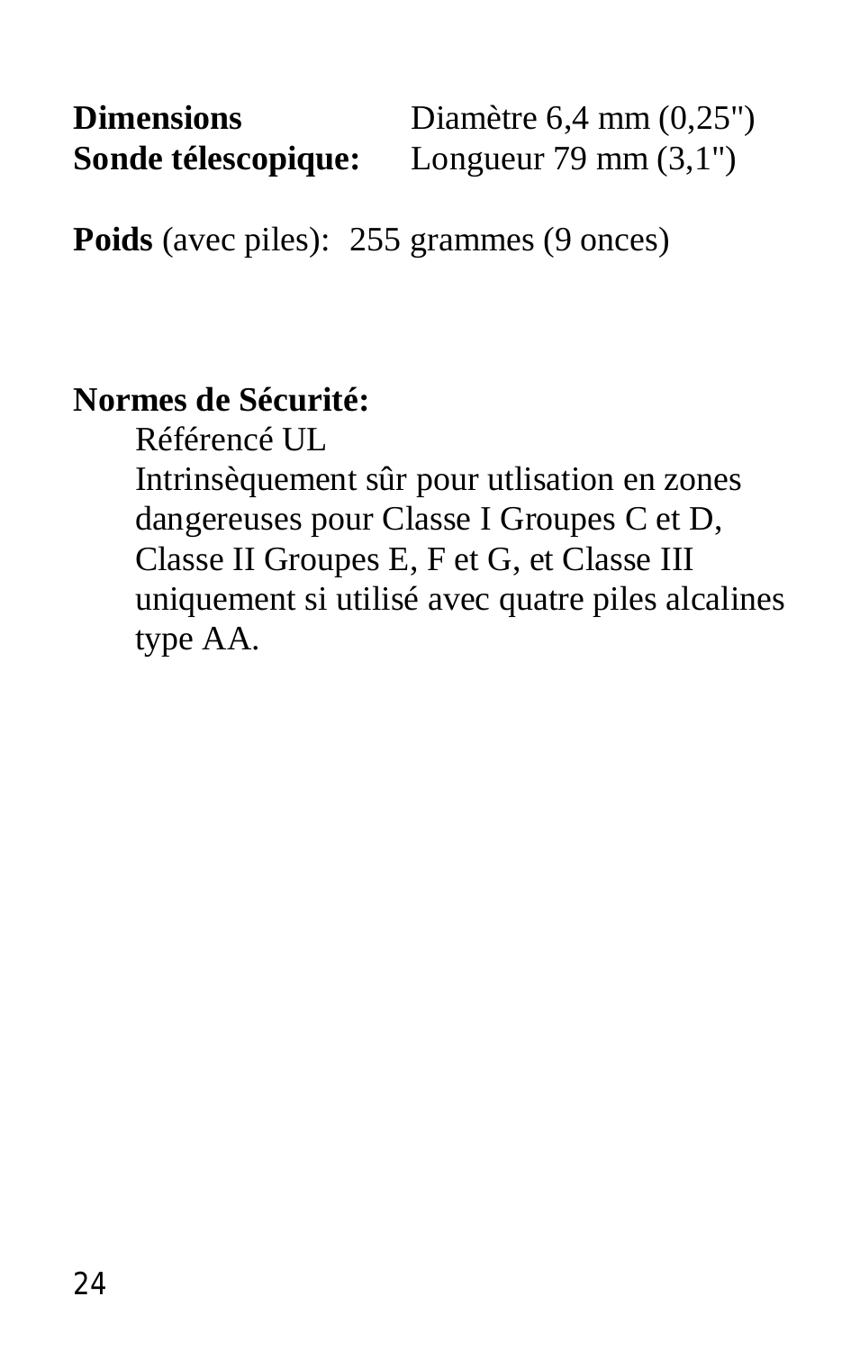**Dimensions Sonde télescopique:** Diamètre 6,4 mm (0,25") Longueur 79 mm (3,1")

**Poids** (avec piles): 255 grammes (9 onces)

**Normes de Sécurité:**

Référencé UL

Intrinsèquement sûr pour utlisation en zones dangereuses pour Classe I Groupes C et D, Classe II Groupes E, F et G, et Classe III uniquement si utilisé avec quatre piles alcalines type AA.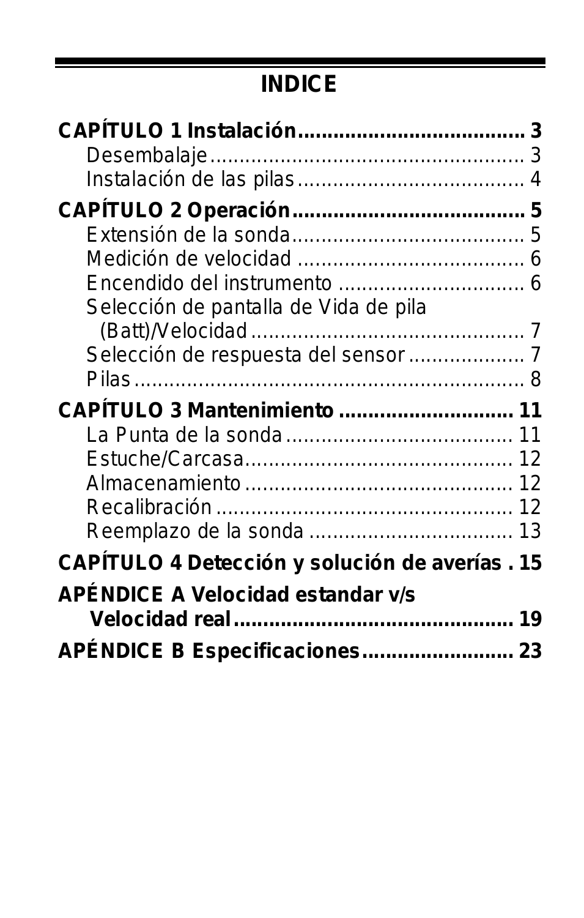# INDICE

**CAPÍTULO 1 Instalación ..................................... 3**
- Desembalaje ................................................... 3
- Instalación de las pilas ..................................... 4

**CAPÍTULO 2 Operación ...................................... 5**
- Extensión de la sonda ...................................... 5
- Medición de velocidad ..................................... 6
- Encendido del instrumento .............................. 6
- Selección de pantalla de Vida de pila (Batt)/Velocidad ............................................. 7
- Selección de respuesta del sensor ................... 7
- Pilas ................................................................ 8

**CAPÍTULO 3 Mantenimiento ............................ 11**
- La Punta de la sonda ..................................... 11
- Estuche/Carcasa ............................................ 12
- Almacenamiento ............................................ 12
- Recalibración ................................................ 12
- Reemplazo de la sonda .................................. 13

**CAPÍTULO 4 Detección y solución de averías . 15**

**APÉNDICE A Velocidad estandar v/s Velocidad real ............................................. 19**

**APÉNDICE B Especificaciones ......................... 23**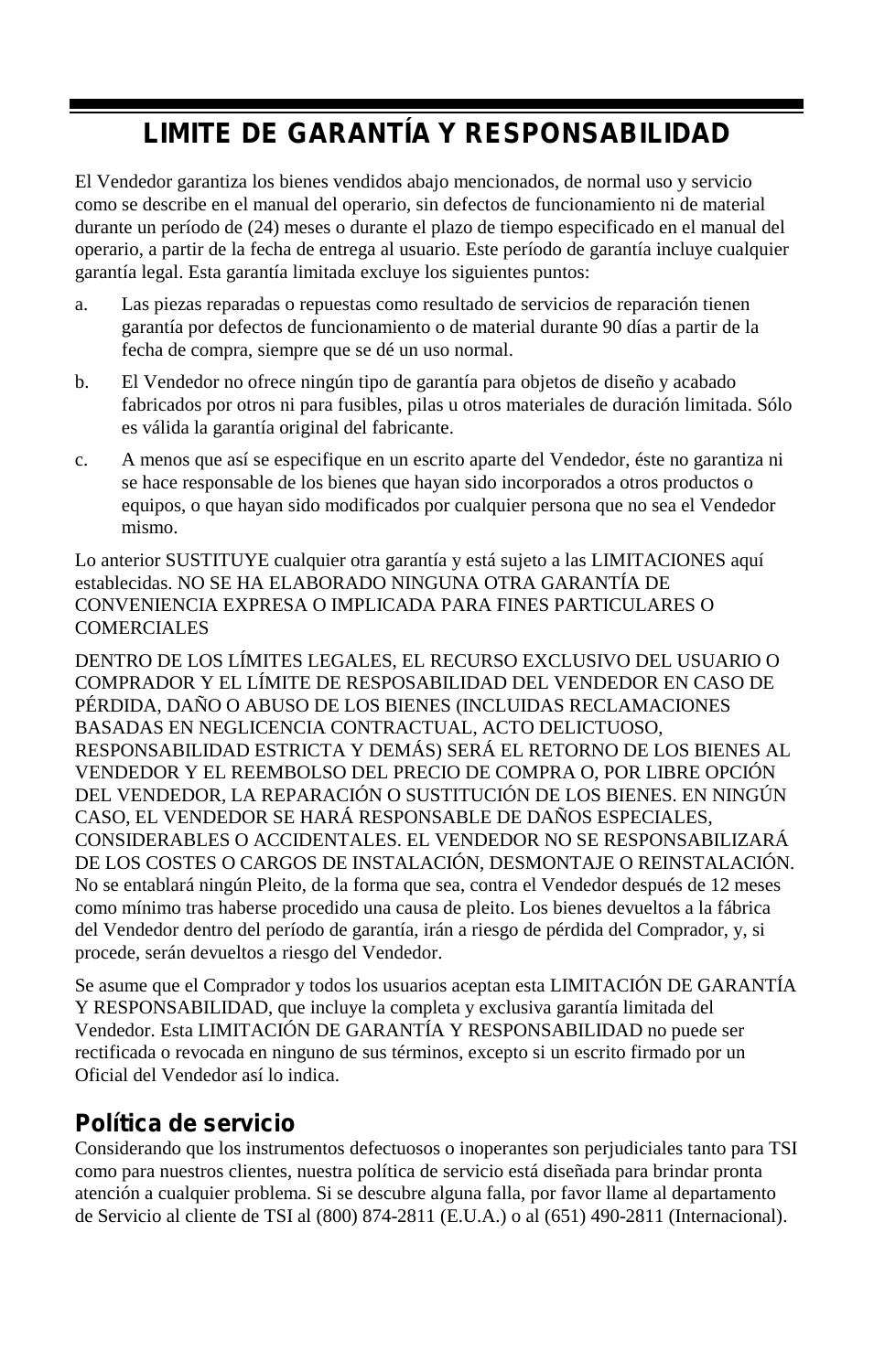## LIMITE DE GARANTÍA Y RESPONSABILIDAD

El Vendedor garantiza los bienes vendidos abajo mencionados, de normal uso y servicio como se describe en el manual del operario, sin defectos de funcionamiento ni de material durante un período de (24) meses o durante el plazo de tiempo especificado en el manual del operario, a partir de la fecha de entrega al usuario. Este período de garantía incluye cualquier garantía legal. Esta garantía limitada excluye los siguientes puntos:

a. Las piezas reparadas o repuestas como resultado de servicios de reparación tienen garantía por defectos de funcionamiento o de material durante 90 días a partir de la fecha de compra, siempre que se dé un uso normal.

b. El Vendedor no ofrece ningún tipo de garantía para objetos de diseño y acabado fabricados por otros ni para fusibles, pilas u otros materiales de duración limitada. Sólo es válida la garantía original del fabricante.

c. A menos que así se especifique en un escrito aparte del Vendedor, éste no garantiza ni se hace responsable de los bienes que hayan sido incorporados a otros productos o equipos, o que hayan sido modificados por cualquier persona que no sea el Vendedor mismo.

Lo anterior SUSTITUYE cualquier otra garantía y está sujeto a las LIMITACIONES aquí establecidas. NO SE HA ELABORADO NINGUNA OTRA GARANTÍA DE CONVENIENCIA EXPRESA O IMPLICADA PARA FINES PARTICULARES O COMERCIALES

DENTRO DE LOS LÍMITES LEGALES, EL RECURSO EXCLUSIVO DEL USUARIO O COMPRADOR Y EL LÍMITE DE RESPOSABILIDAD DEL VENDEDOR EN CASO DE PÉRDIDA, DAÑO O ABUSO DE LOS BIENES (INCLUIDAS RECLAMACIONES BASADAS EN NEGLICENCIA CONTRACTUAL, ACTO DELICTUOSO, RESPONSABILIDAD ESTRICTA Y DEMÁS) SERÁ EL RETORNO DE LOS BIENES AL VENDEDOR Y EL REEMBOLSO DEL PRECIO DE COMPRA O, POR LIBRE OPCIÓN DEL VENDEDOR, LA REPARACIÓN O SUSTITUCIÓN DE LOS BIENES. EN NINGÚN CASO, EL VENDEDOR SE HARÁ RESPONSABLE DE DAÑOS ESPECIALES, CONSIDERABLES O ACCIDENTALES. EL VENDEDOR NO SE RESPONSABILIZARÁ DE LOS COSTES O CARGOS DE INSTALACIÓN, DESMONTAJE O REINSTALACIÓN. No se entablará ningún Pleito, de la forma que sea, contra el Vendedor después de 12 meses como mínimo tras haberse procedido una causa de pleito. Los bienes devueltos a la fábrica del Vendedor dentro del período de garantía, irán a riesgo de pérdida del Comprador, y, si procede, serán devueltos a riesgo del Vendedor.

Se asume que el Comprador y todos los usuarios aceptan esta LIMITACIÓN DE GARANTÍA Y RESPONSABILIDAD, que incluye la completa y exclusiva garantía limitada del Vendedor. Esta LIMITACIÓN DE GARANTÍA Y RESPONSABILIDAD no puede ser rectificada o revocada en ninguno de sus términos, excepto si un escrito firmado por un Oficial del Vendedor así lo indica.

### Política de servicio

Considerando que los instrumentos defectuosos o inoperantes son perjudiciales tanto para TSI como para nuestros clientes, nuestra política de servicio está diseñada para brindar pronta atención a cualquier problema. Si se descubre alguna falla, por favor llame al departamento de Servicio al cliente de TSI al (800) 874-2811 (E.U.A.) o al (651) 490-2811 (Internacional).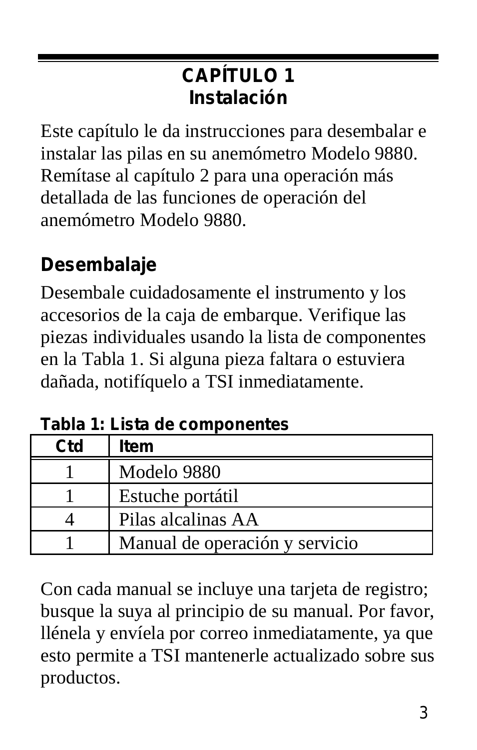# CAPÍTULO 1
# Instalación

Este capítulo le da instrucciones para desembalar e instalar las pilas en su anemómetro Modelo 9880. Remítase al capítulo 2 para una operación más detallada de las funciones de operación del anemómetro Modelo 9880.

## Desembalaje

Desembale cuidadosamente el instrumento y los accesorios de la caja de embarque. Verifique las piezas individuales usando la lista de componentes en la Tabla 1. Si alguna pieza faltara o estuviera dañada, notifíquelo a TSI inmediatamente.

**Tabla 1: Lista de componentes**

| Ctd | Item |
|---|---|
| 1 | Modelo 9880 |
| 1 | Estuche portátil |
| 4 | Pilas alcalinas AA |
| 1 | Manual de operación y servicio |

Con cada manual se incluye una tarjeta de registro; busque la suya al principio de su manual. Por favor, llénela y envíela por correo inmediatamente, ya que esto permite a TSI mantenerle actualizado sobre sus productos.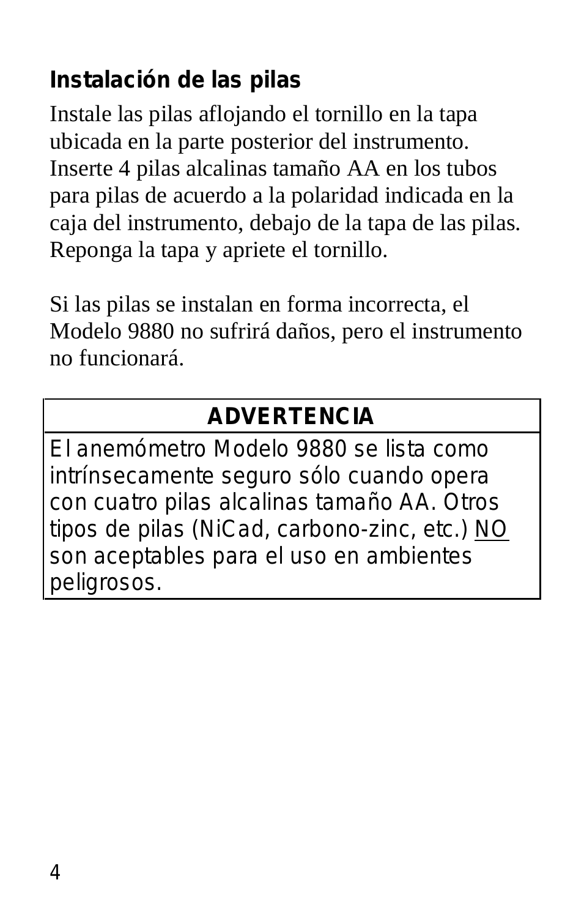## Instalación de las pilas

Instale las pilas aflojando el tornillo en la tapa ubicada en la parte posterior del instrumento. Inserte 4 pilas alcalinas tamaño AA en los tubos para pilas de acuerdo a la polaridad indicada en la caja del instrumento, debajo de la tapa de las pilas. Reponga la tapa y apriete el tornillo.

Si las pilas se instalan en forma incorrecta, el Modelo 9880 no sufrirá daños, pero el instrumento no funcionará.

| ADVERTENCIA |
| --- |
| El anemómetro Modelo 9880 se lista como intrínsecamente seguro sólo cuando opera con cuatro pilas alcalinas tamaño AA. Otros tipos de pilas (NiCad, carbono-zinc, etc.) NO son aceptables para el uso en ambientes peligrosos. |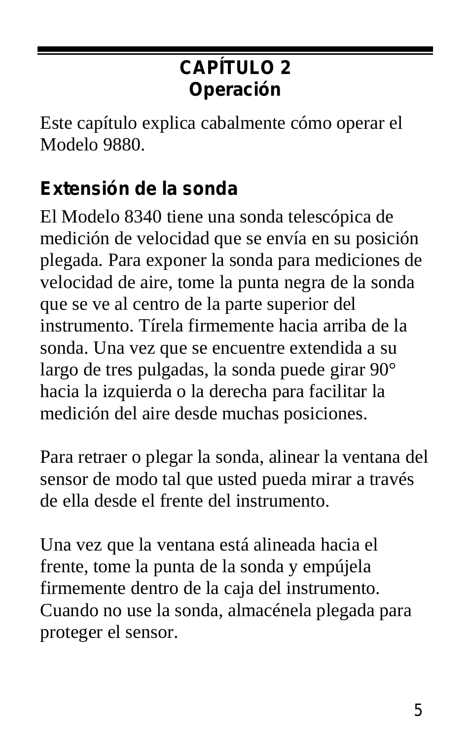## CAPÍTULO 2
## Operación

Este capítulo explica cabalmente cómo operar el Modelo 9880.

### Extensión de la sonda

El Modelo 8340 tiene una sonda telescópica de medición de velocidad que se envía en su posición plegada. Para exponer la sonda para mediciones de velocidad de aire, tome la punta negra de la sonda que se ve al centro de la parte superior del instrumento. Tírela firmemente hacia arriba de la sonda. Una vez que se encuentre extendida a su largo de tres pulgadas, la sonda puede girar 90° hacia la izquierda o la derecha para facilitar la medición del aire desde muchas posiciones.

Para retraer o plegar la sonda, alinear la ventana del sensor de modo tal que usted pueda mirar a través de ella desde el frente del instrumento.

Una vez que la ventana está alineada hacia el frente, tome la punta de la sonda y empújela firmemente dentro de la caja del instrumento. Cuando no use la sonda, almacénela plegada para proteger el sensor.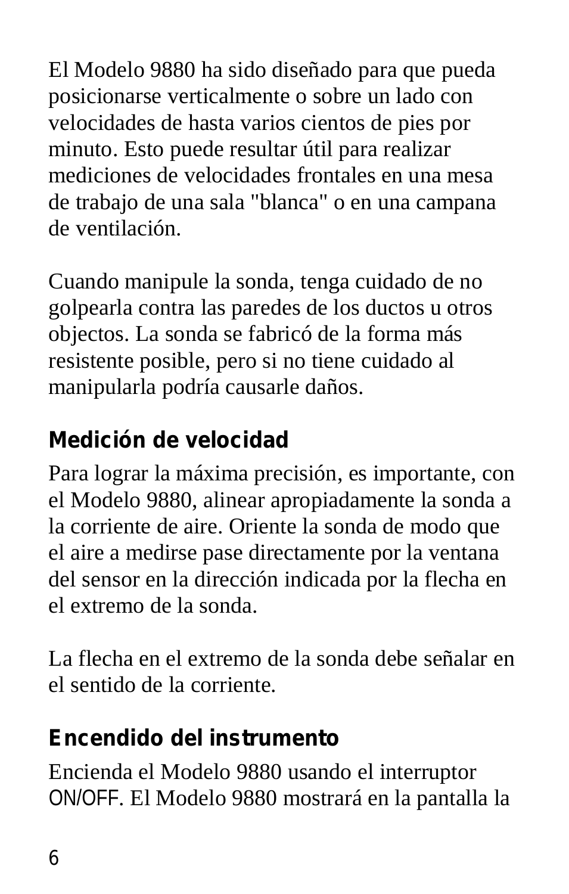El Modelo 9880 ha sido diseñado para que pueda posicionarse verticalmente o sobre un lado con velocidades de hasta varios cientos de pies por minuto. Esto puede resultar útil para realizar mediciones de velocidades frontales en una mesa de trabajo de una sala "blanca" o en una campana de ventilación.

Cuando manipule la sonda, tenga cuidado de no golpearla contra las paredes de los ductos u otros objectos. La sonda se fabricó de la forma más resistente posible, pero si no tiene cuidado al manipularla podría causarle daños.

## Medición de velocidad

Para lograr la máxima precisión, es importante, con el Modelo 9880, alinear apropiadamente la sonda a la corriente de aire. Oriente la sonda de modo que el aire a medirse pase directamente por la ventana del sensor en la dirección indicada por la flecha en el extremo de la sonda.

La flecha en el extremo de la sonda debe señalar en el sentido de la corriente.

## Encendido del instrumento

Encienda el Modelo 9880 usando el interruptor ON/OFF. El Modelo 9880 mostrará en la pantalla la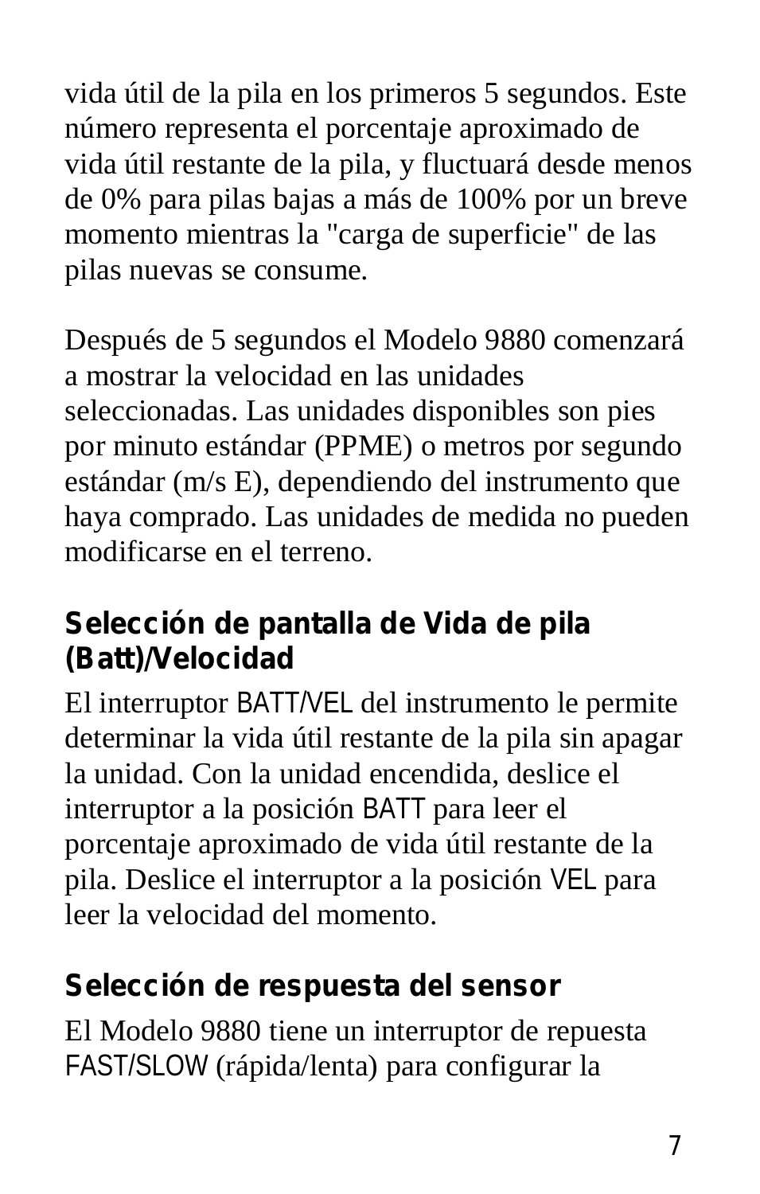vida útil de la pila en los primeros 5 segundos. Este número representa el porcentaje aproximado de vida útil restante de la pila, y fluctuará desde menos de 0% para pilas bajas a más de 100% por un breve momento mientras la "carga de superficie" de las pilas nuevas se consume.

Después de 5 segundos el Modelo 9880 comenzará a mostrar la velocidad en las unidades seleccionadas. Las unidades disponibles son pies por minuto estándar (PPME) o metros por segundo estándar (m/s E), dependiendo del instrumento que haya comprado. Las unidades de medida no pueden modificarse en el terreno.

## Selección de pantalla de Vida de pila (Batt)/Velocidad

El interruptor BATT/VEL del instrumento le permite determinar la vida útil restante de la pila sin apagar la unidad. Con la unidad encendida, deslice el interruptor a la posición BATT para leer el porcentaje aproximado de vida útil restante de la pila. Deslice el interruptor a la posición VEL para leer la velocidad del momento.

## Selección de respuesta del sensor

El Modelo 9880 tiene un interruptor de repuesta FAST/SLOW (rápida/lenta) para configurar la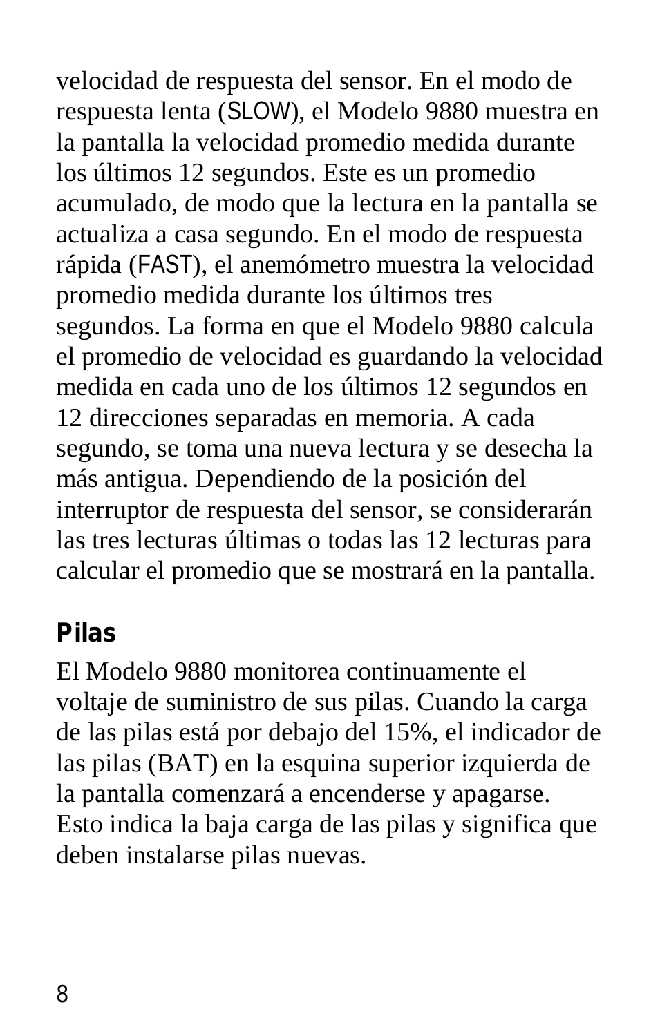velocidad de respuesta del sensor. En el modo de respuesta lenta (SLOW), el Modelo 9880 muestra en la pantalla la velocidad promedio medida durante los últimos 12 segundos. Este es un promedio acumulado, de modo que la lectura en la pantalla se actualiza a casa segundo. En el modo de respuesta rápida (FAST), el anemómetro muestra la velocidad promedio medida durante los últimos tres segundos. La forma en que el Modelo 9880 calcula el promedio de velocidad es guardando la velocidad medida en cada uno de los últimos 12 segundos en 12 direcciones separadas en memoria. A cada segundo, se toma una nueva lectura y se desecha la más antigua. Dependiendo de la posición del interruptor de respuesta del sensor, se considerarán las tres lecturas últimas o todas las 12 lecturas para calcular el promedio que se mostrará en la pantalla.

## Pilas

El Modelo 9880 monitorea continuamente el voltaje de suministro de sus pilas. Cuando la carga de las pilas está por debajo del 15%, el indicador de las pilas (BAT) en la esquina superior izquierda de la pantalla comenzará a encenderse y apagarse. Esto indica la baja carga de las pilas y significa que deben instalarse pilas nuevas.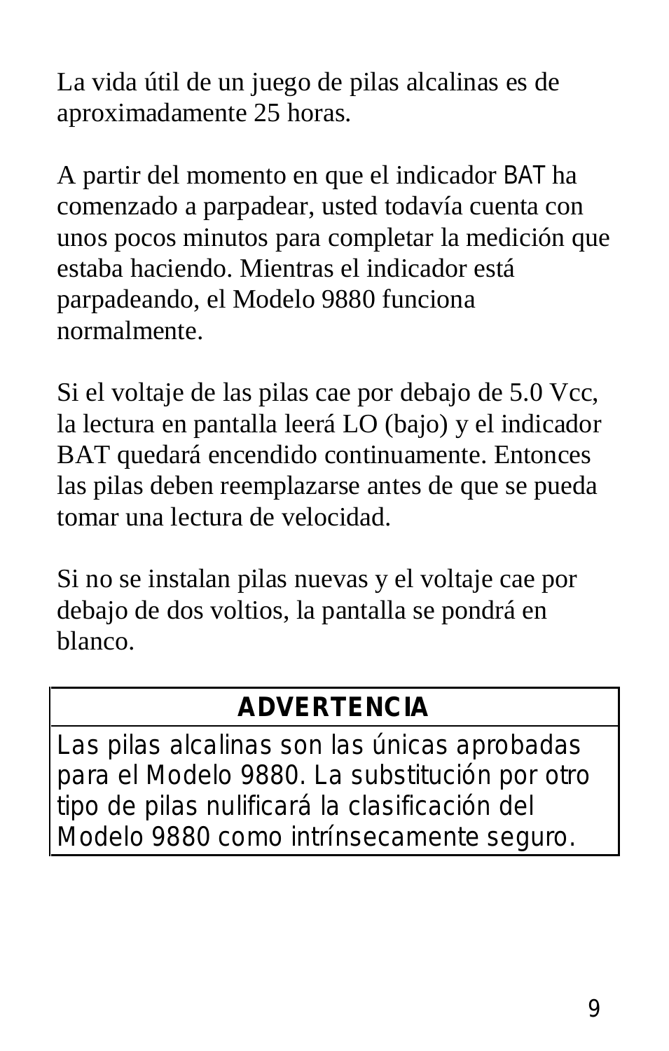La vida útil de un juego de pilas alcalinas es de aproximadamente 25 horas.

A partir del momento en que el indicador BAT ha comenzado a parpadear, usted todavía cuenta con unos pocos minutos para completar la medición que estaba haciendo. Mientras el indicador está parpadeando, el Modelo 9880 funciona normalmente.

Si el voltaje de las pilas cae por debajo de 5.0 Vcc, la lectura en pantalla leerá LO (bajo) y el indicador BAT quedará encendido continuamente. Entonces las pilas deben reemplazarse antes de que se pueda tomar una lectura de velocidad.

Si no se instalan pilas nuevas y el voltaje cae por debajo de dos voltios, la pantalla se pondrá en blanco.

| **ADVERTENCIA** |
| --- |
| Las pilas alcalinas son las únicas aprobadas para el Modelo 9880. La substitución por otro tipo de pilas nulificará la clasificación del Modelo 9880 como intrínsecamente seguro. |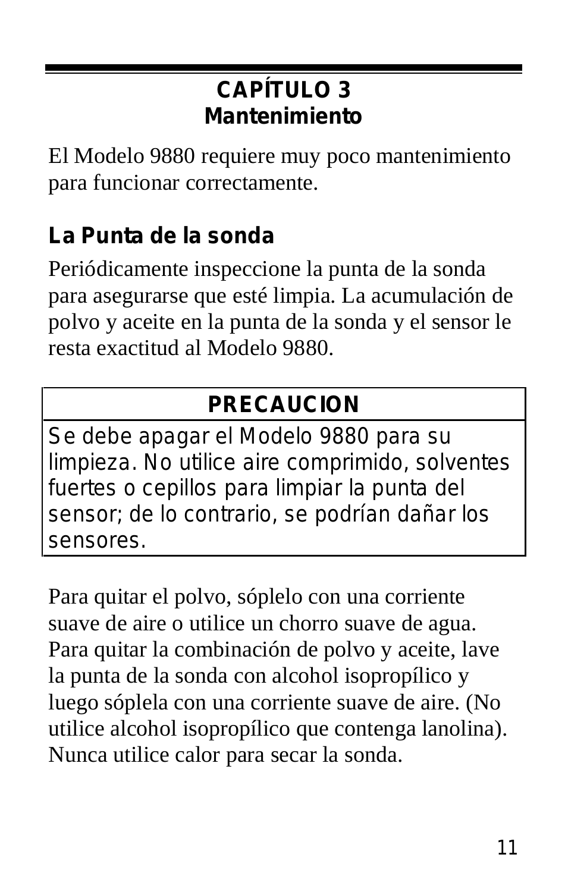# CAPÍTULO 3
# Mantenimiento

El Modelo 9880 requiere muy poco mantenimiento para funcionar correctamente.

## La Punta de la sonda

Periódicamente inspeccione la punta de la sonda para asegurarse que esté limpia. La acumulación de polvo y aceite en la punta de la sonda y el sensor le resta exactitud al Modelo 9880.

| PRECAUCION |
| --- |
| Se debe apagar el Modelo 9880 para su limpieza. No utilice aire comprimido, solventes fuertes o cepillos para limpiar la punta del sensor; de lo contrario, se podrían dañar los sensores. |

Para quitar el polvo, sóplelo con una corriente suave de aire o utilice un chorro suave de agua. Para quitar la combinación de polvo y aceite, lave la punta de la sonda con alcohol isopropílico y luego sóplela con una corriente suave de aire. (No utilice alcohol isopropílico que contenga lanolina). Nunca utilice calor para secar la sonda.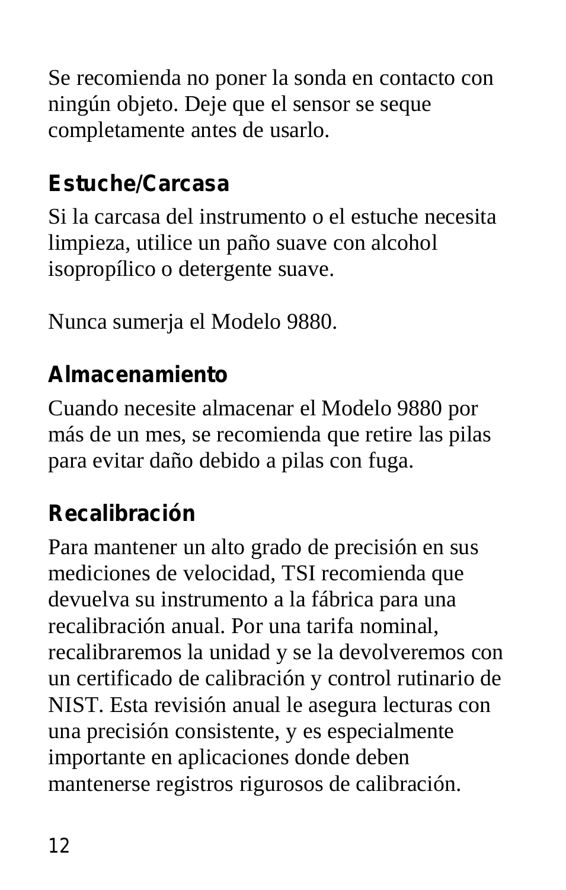Se recomienda no poner la sonda en contacto con ningún objeto. Deje que el sensor se seque completamente antes de usarlo.

### Estuche/Carcasa

Si la carcasa del instrumento o el estuche necesita limpieza, utilice un paño suave con alcohol isopropílico o detergente suave.

Nunca sumerja el Modelo 9880.

### Almacenamiento

Cuando necesite almacenar el Modelo 9880 por más de un mes, se recomienda que retire las pilas para evitar daño debido a pilas con fuga.

### Recalibración

Para mantener un alto grado de precisión en sus mediciones de velocidad, TSI recomienda que devuelva su instrumento a la fábrica para una recalibración anual. Por una tarifa nominal, recalibraremos la unidad y se la devolveremos con un certificado de calibración y control rutinario de NIST. Esta revisión anual le asegura lecturas con una precisión consistente, y es especialmente importante en aplicaciones donde deben mantenerse registros rigurosos de calibración.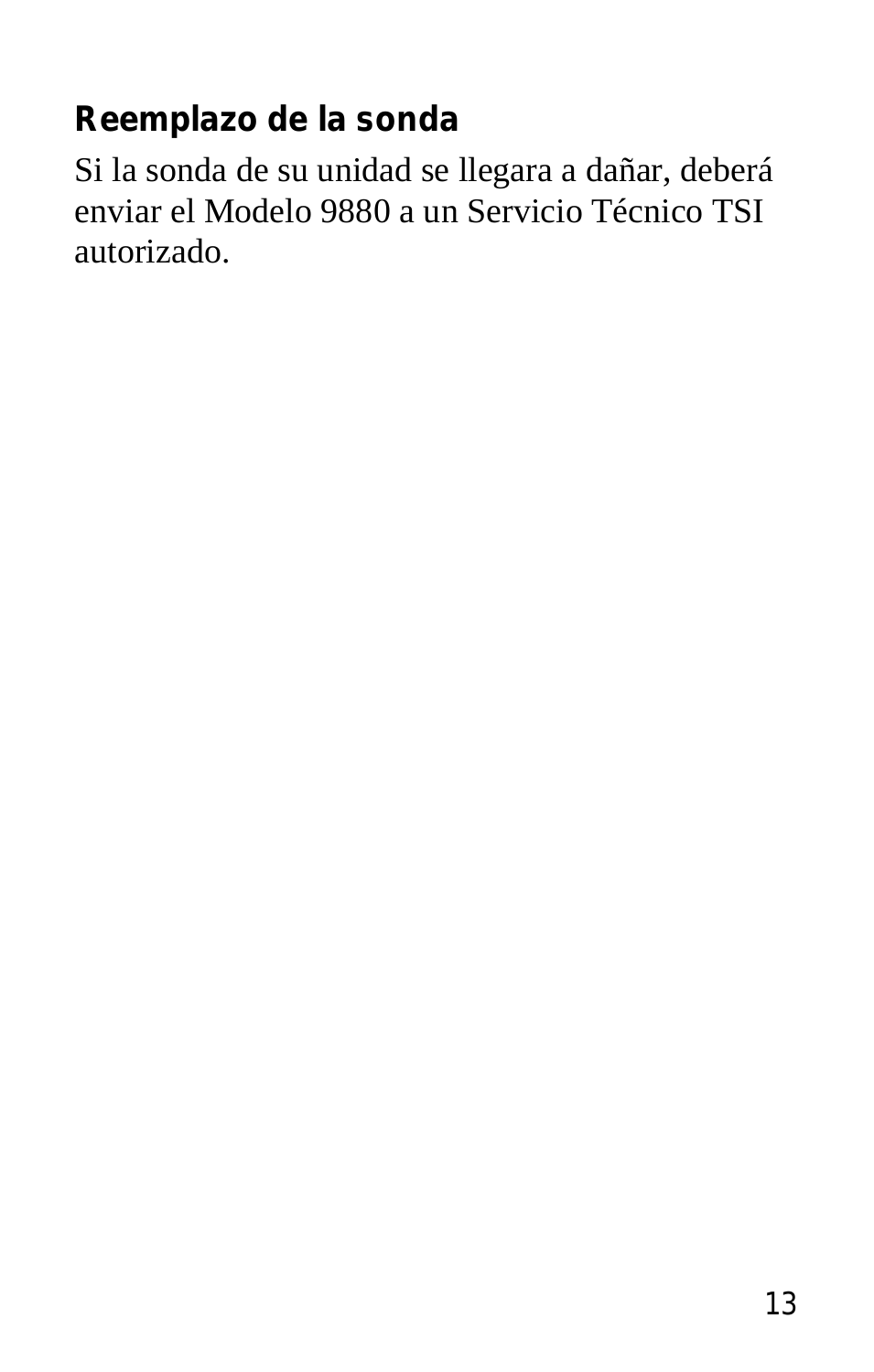### Reemplazo de la sonda

Si la sonda de su unidad se llegara a dañar, deberá enviar el Modelo 9880 a un Servicio Técnico TSI autorizado.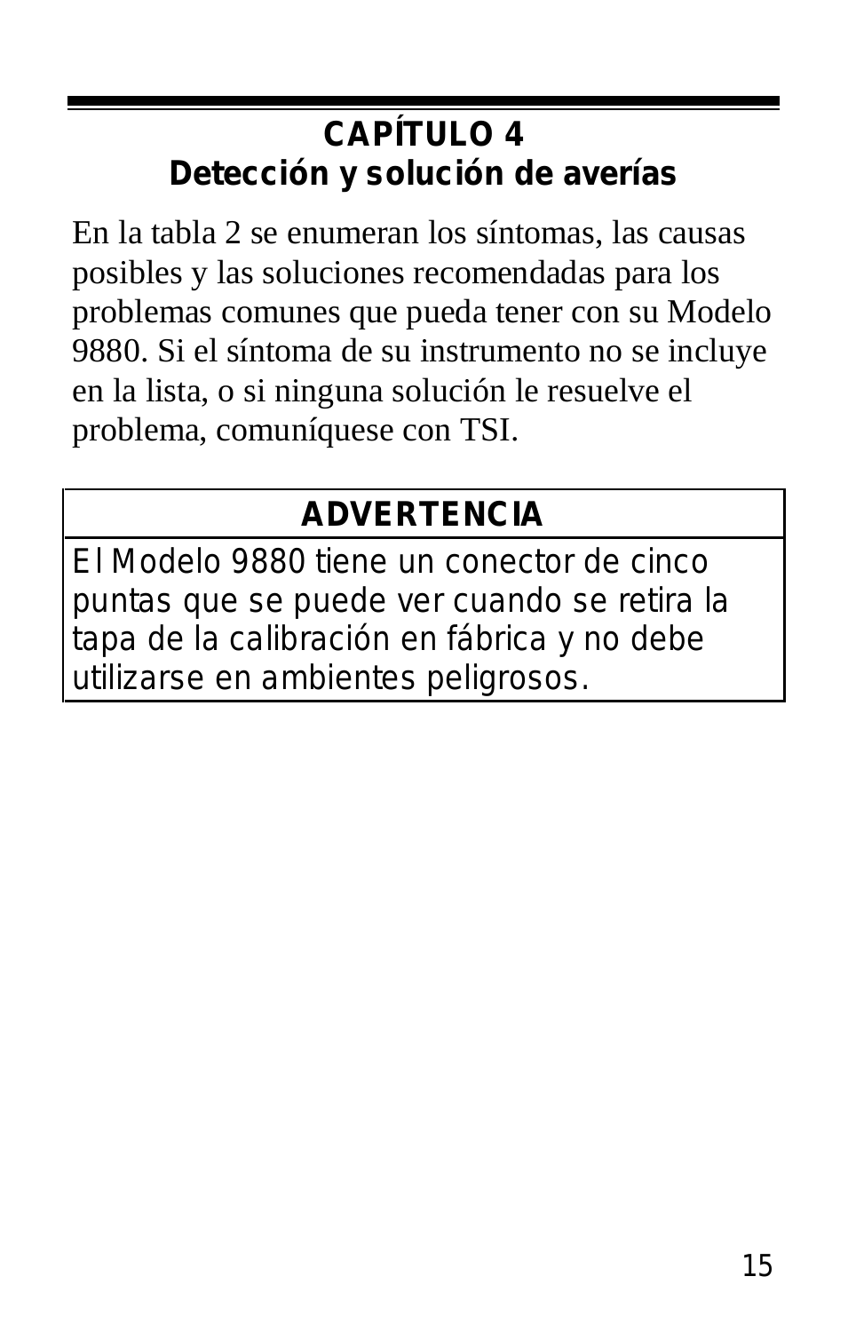# CAPÍTULO 4
## Detección y solución de averías

En la tabla 2 se enumeran los síntomas, las causas posibles y las soluciones recomendadas para los problemas comunes que pueda tener con su Modelo 9880. Si el síntoma de su instrumento no se incluye en la lista, o si ninguna solución le resuelve el problema, comuníquese con TSI.

| ADVERTENCIA |
| --- |
| El Modelo 9880 tiene un conector de cinco puntas que se puede ver cuando se retira la tapa de la calibración en fábrica y no debe utilizarse en ambientes peligrosos. |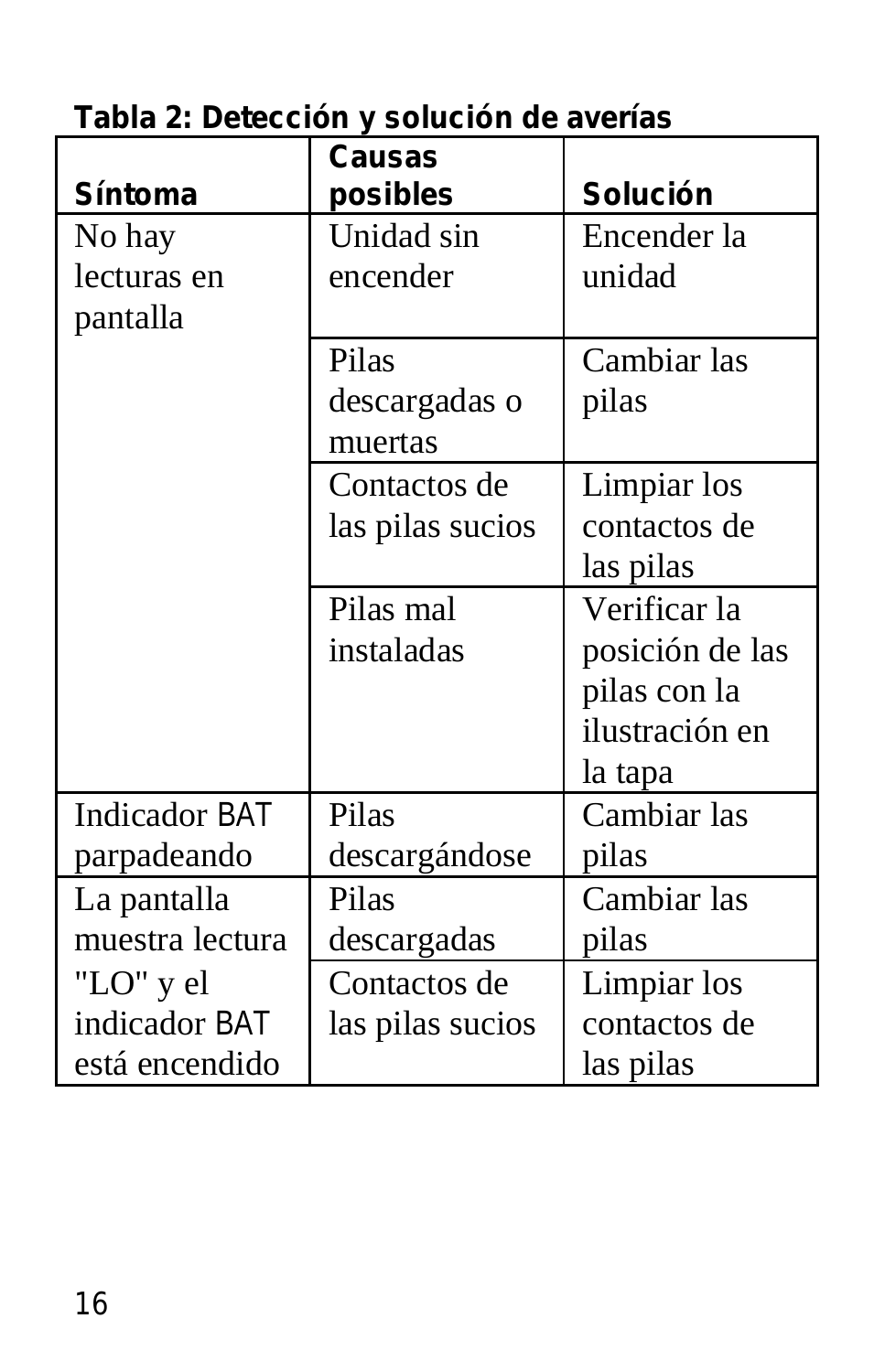**Tabla 2: Detección y solución de averías**

| Síntoma | Causas posibles | Solución |
|---|---|---|
| No hay lecturas en pantalla | Unidad sin encender | Encender la unidad |
| | Pilas descargadas o muertas | Cambiar las pilas |
| | Contactos de las pilas sucios | Limpiar los contactos de las pilas |
| | Pilas mal instaladas | Verificar la posición de las pilas con la ilustración en la tapa |
| Indicador BAT parpadeando | Pilas descargándose | Cambiar las pilas |
| La pantalla muestra lectura "LO" y el indicador BAT está encendido | Pilas descargadas | Cambiar las pilas |
| | Contactos de las pilas sucios | Limpiar los contactos de las pilas |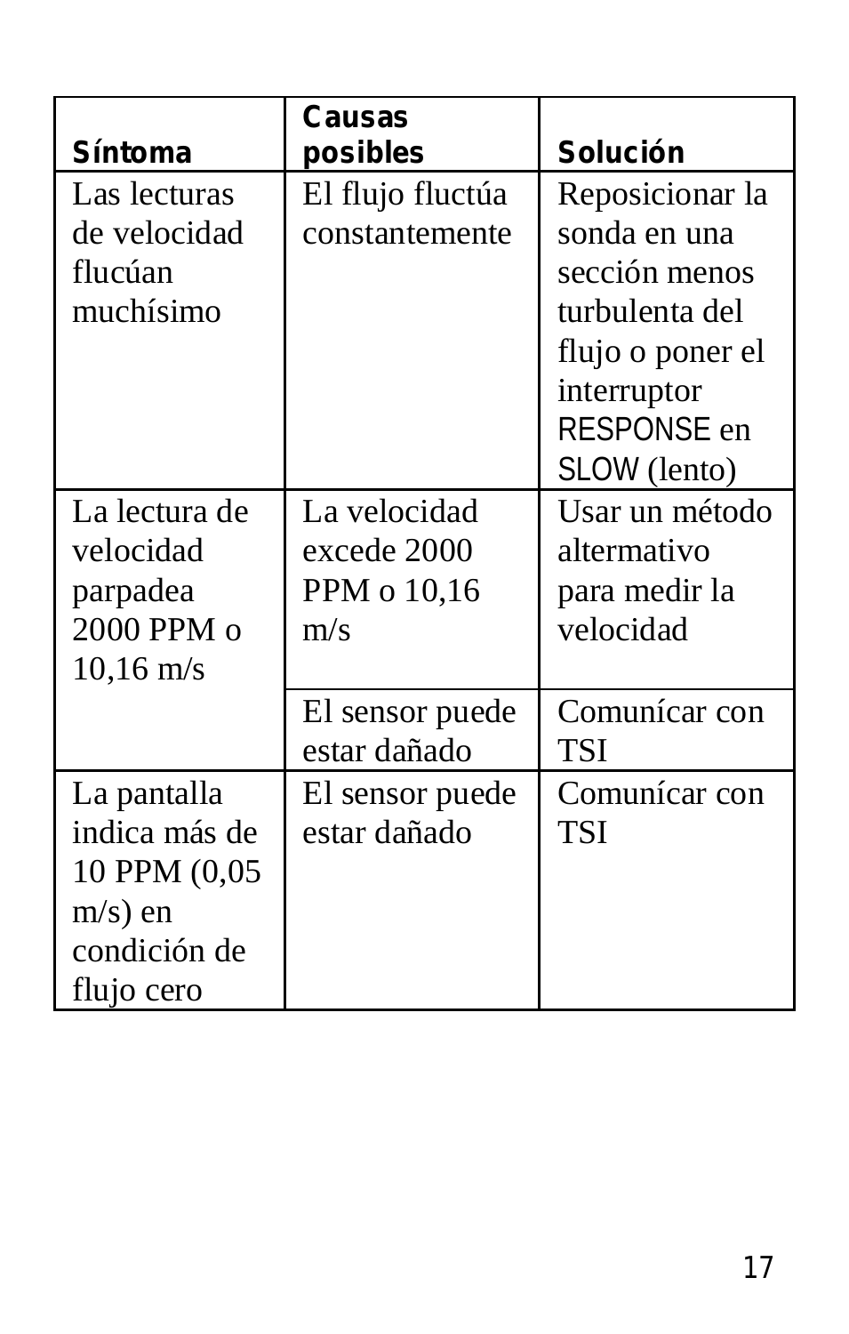| Síntoma | Causas posibles | Solución |
|---|---|---|
| Las lecturas de velocidad flucúan muchísimo | El flujo fluctúa constantemente | Reposicionar la sonda en una sección menos turbulenta del flujo o poner el interruptor RESPONSE en SLOW (lento) |
| La lectura de velocidad parpadea 2000 PPM o 10,16 m/s | La velocidad excede 2000 PPM o 10,16 m/s | Usar un método altermativo para medir la velocidad |
| | El sensor puede estar dañado | Comunícar con TSI |
| La pantalla indica más de 10 PPM (0,05 m/s) en condición de flujo cero | El sensor puede estar dañado | Comunícar con TSI |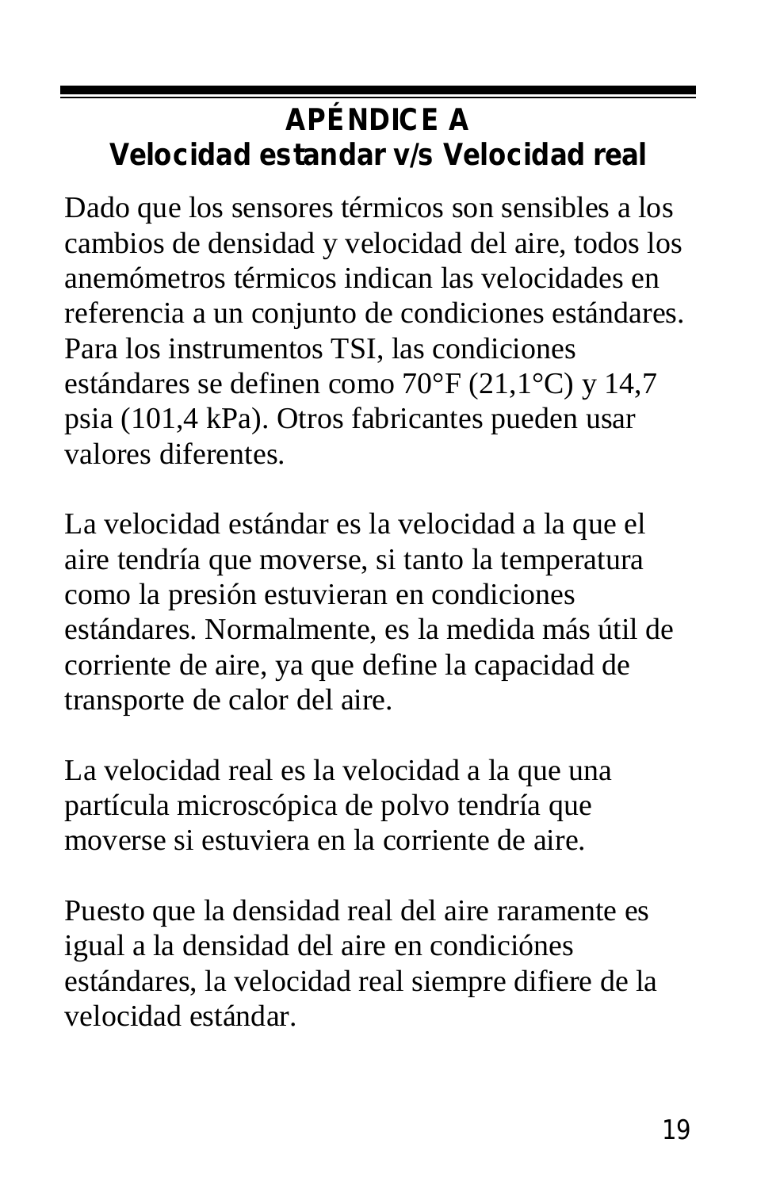# APÉNDICE A
## Velocidad estandar v/s Velocidad real

Dado que los sensores térmicos son sensibles a los cambios de densidad y velocidad del aire, todos los anemómetros térmicos indican las velocidades en referencia a un conjunto de condiciones estándares. Para los instrumentos TSI, las condiciones estándares se definen como 70°F (21,1°C) y 14,7 psia (101,4 kPa). Otros fabricantes pueden usar valores diferentes.

La velocidad estándar es la velocidad a la que el aire tendría que moverse, si tanto la temperatura como la presión estuvieran en condiciones estándares. Normalmente, es la medida más útil de corriente de aire, ya que define la capacidad de transporte de calor del aire.

La velocidad real es la velocidad a la que una partícula microscópica de polvo tendría que moverse si estuviera en la corriente de aire.

Puesto que la densidad real del aire raramente es igual a la densidad del aire en condiciónes estándares, la velocidad real siempre difiere de la velocidad estándar.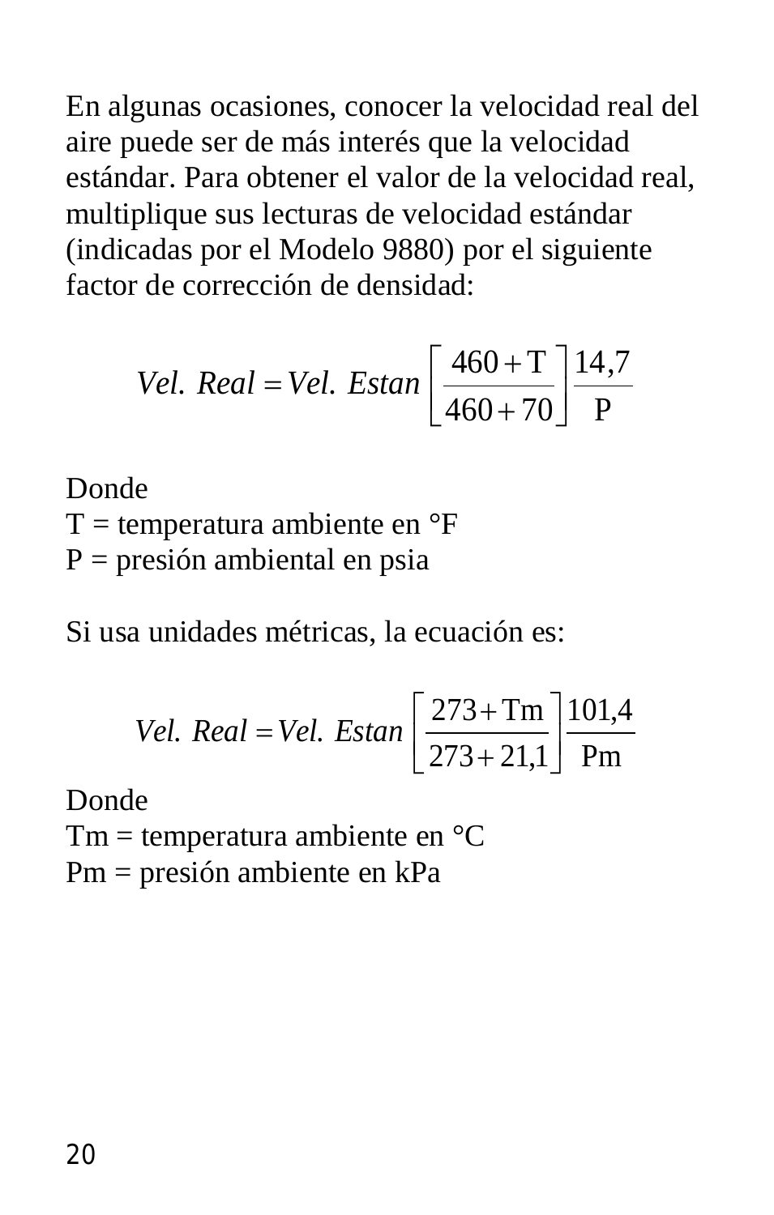En algunas ocasiones, conocer la velocidad real del aire puede ser de más interés que la velocidad estándar. Para obtener el valor de la velocidad real, multiplique sus lecturas de velocidad estándar (indicadas por el Modelo 9880) por el siguiente factor de corrección de densidad:

$$Vel.\ Real = Vel.\ Estan \left[ \frac{460 + \mathrm{T}}{460 + 70} \right] \frac{14{,}7}{\mathrm{P}}$$

Donde
T = temperatura ambiente en °F
P = presión ambiental en psia

Si usa unidades métricas, la ecuación es:

$$Vel.\ Real = Vel.\ Estan \left[ \frac{273 + \mathrm{Tm}}{273 + 21{,}1} \right] \frac{101{,}4}{\mathrm{Pm}}$$

Donde
Tm = temperatura ambiente en °C
Pm = presión ambiente en kPa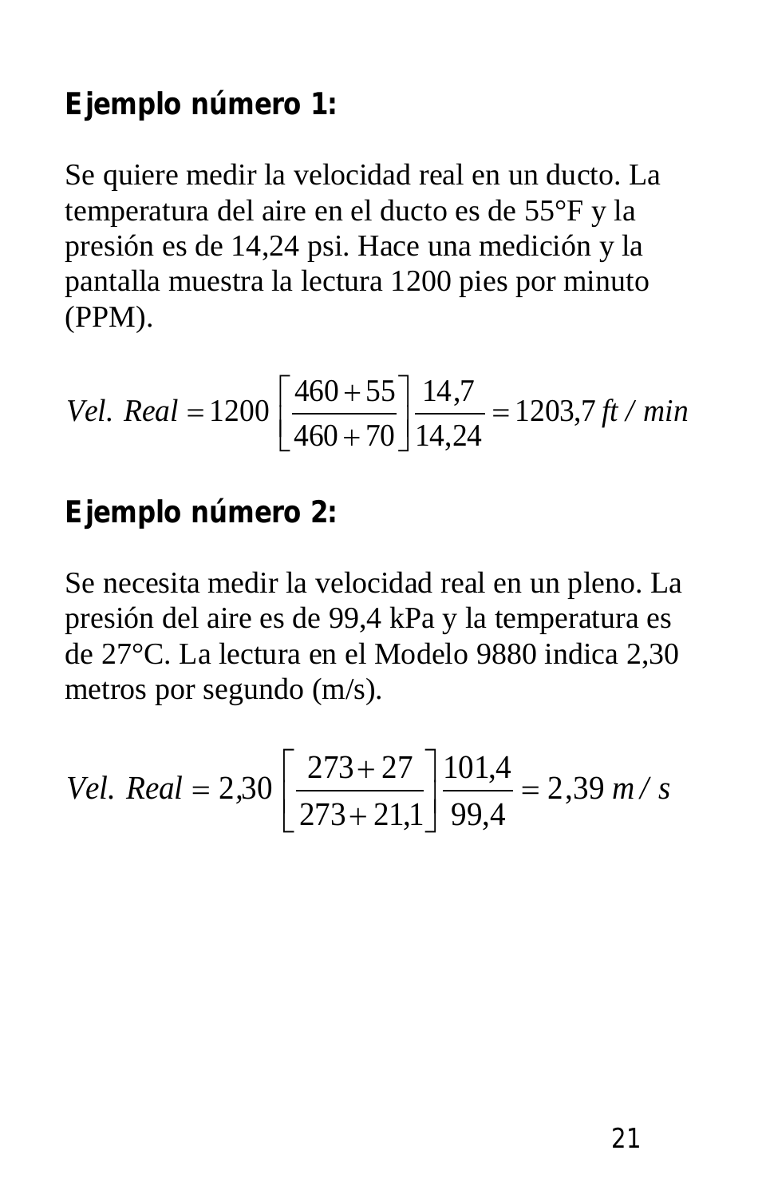**Ejemplo número 1:**

Se quiere medir la velocidad real en un ducto. La temperatura del aire en el ducto es de 55°F y la presión es de 14,24 psi. Hace una medición y la pantalla muestra la lectura 1200 pies por minuto (PPM).

$$Vel.\ Real = 1200\left[\frac{460+55}{460+70}\right]\frac{14{,}7}{14{,}24} = 1203{,}7\ ft\ /\ min$$

**Ejemplo número 2:**

Se necesita medir la velocidad real en un pleno. La presión del aire es de 99,4 kPa y la temperatura es de 27°C. La lectura en el Modelo 9880 indica 2,30 metros por segundo (m/s).

$$Vel.\ Real = 2{,}30\left[\frac{273+27}{273+21{,}1}\right]\frac{101{,}4}{99{,}4} = 2{,}39\ m\ /\ s$$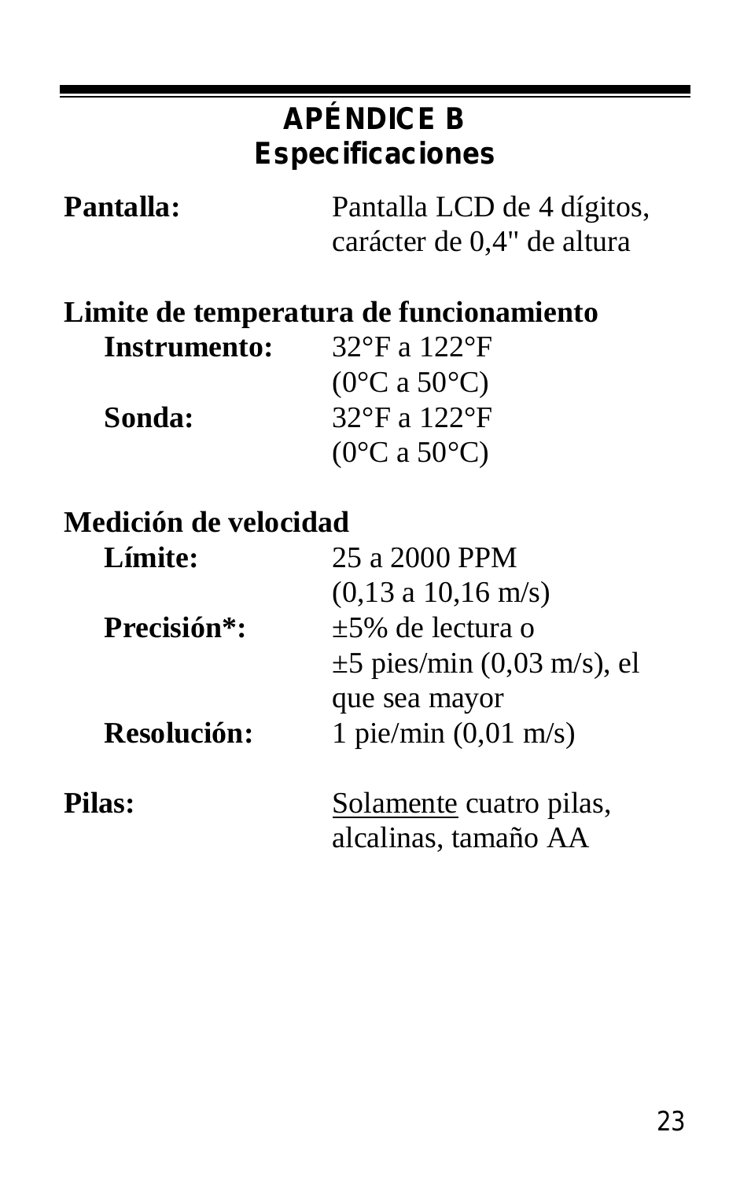# APÉNDICE B
## Especificaciones

**Pantalla:** Pantalla LCD de 4 dígitos, carácter de 0,4" de altura

**Limite de temperatura de funcionamiento**

- **Instrumento:** 32°F a 122°F (0°C a 50°C)
- **Sonda:** 32°F a 122°F (0°C a 50°C)

**Medición de velocidad**

- **Límite:** 25 a 2000 PPM (0,13 a 10,16 m/s)
- **Precisión*:** ±5% de lectura o ±5 pies/min (0,03 m/s), el que sea mayor
- **Resolución:** 1 pie/min (0,01 m/s)

**Pilas:** <u>Solamente</u> cuatro pilas, alcalinas, tamaño AA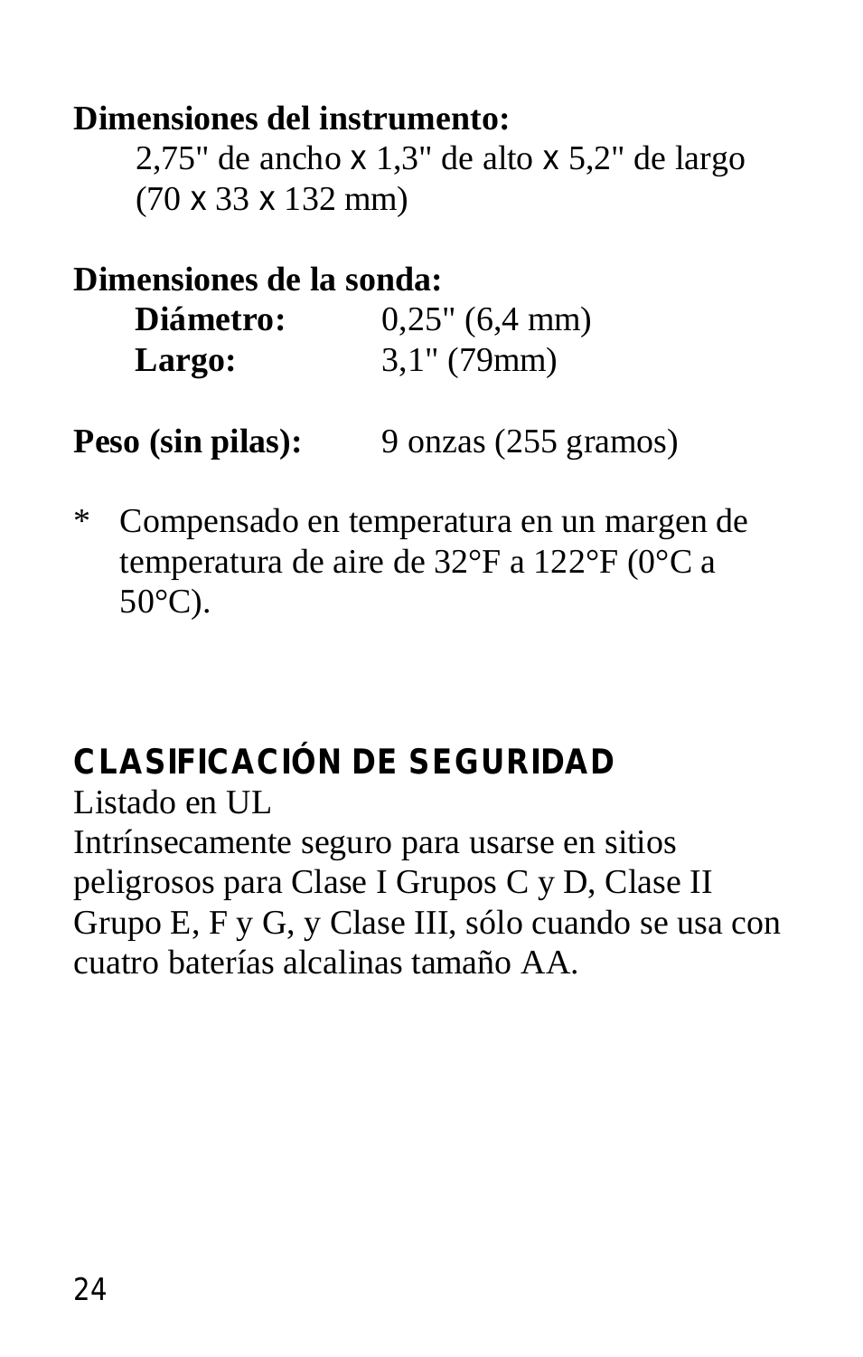**Dimensiones del instrumento:**

2,75" de ancho x 1,3" de alto x 5,2" de largo (70 x 33 x 132 mm)

**Dimensiones de la sonda:**

**Diámetro:** 0,25" (6,4 mm)

**Largo:** 3,1" (79mm)

**Peso (sin pilas):** 9 onzas (255 gramos)

* Compensado en temperatura en un margen de temperatura de aire de 32°F a 122°F (0°C a 50°C).

## CLASIFICACIÓN DE SEGURIDAD

Listado en UL

Intrínsecamente seguro para usarse en sitios peligrosos para Clase I Grupos C y D, Clase II Grupo E, F y G, y Clase III, sólo cuando se usa con cuatro baterías alcalinas tamaño AA.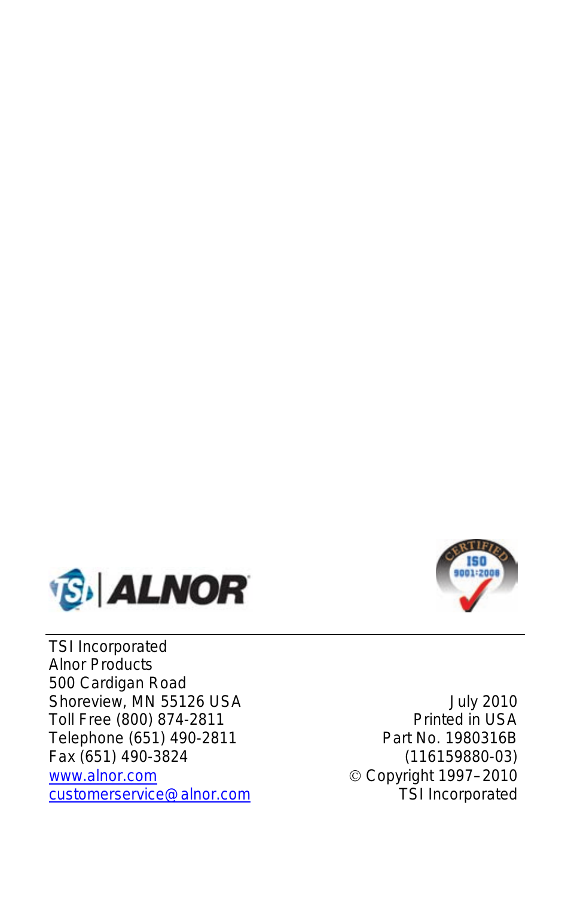TSI Incorporated
Alnor Products
500 Cardigan Road
Shoreview, MN 55126 USA
Toll Free (800) 874-2811
Telephone (651) 490-2811
Fax (651) 490-3824
www.alnor.com
customerservice@alnor.com

July 2010
Printed in USA
Part No. 1980316B
(116159880-03)
© Copyright 1997–2010
TSI Incorporated